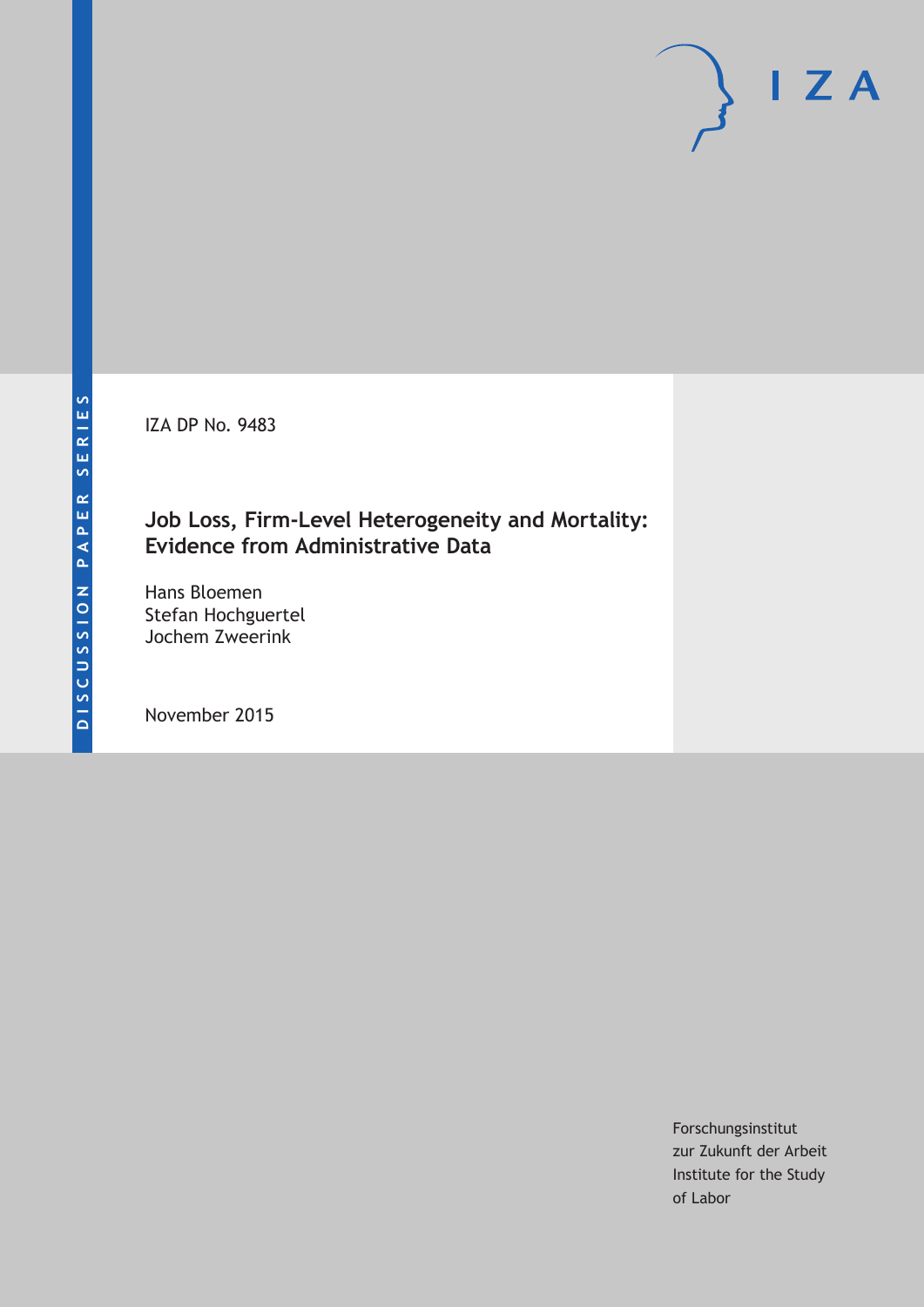DISCUSSION PAPER SERIES

IZA

IZA DP No. 9483

# Job Loss, Firm-Level Heterogeneity and Mortality: Evidence from Administrative Data

Hans Bloemen
Stefan Hochguertel
Jochem Zweerink

November 2015

Forschungsinstitut
zur Zukunft der Arbeit
Institute for the Study
of Labor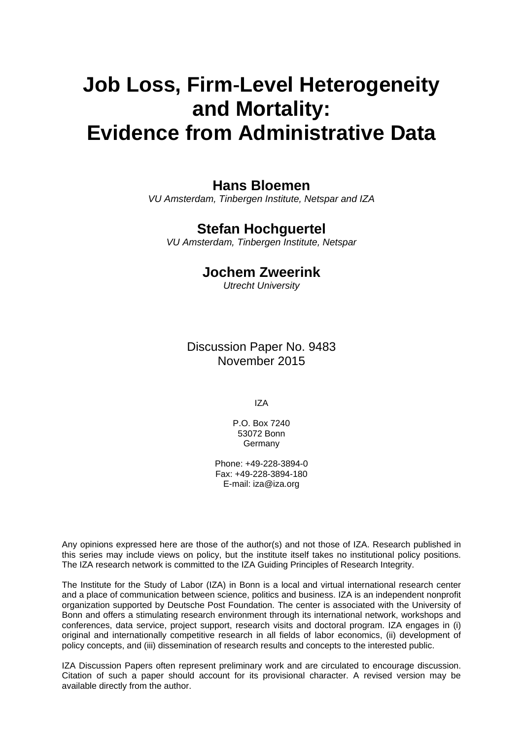# Job Loss, Firm-Level Heterogeneity and Mortality: Evidence from Administrative Data

**Hans Bloemen**
*VU Amsterdam, Tinbergen Institute, Netspar and IZA*

**Stefan Hochguertel**
*VU Amsterdam, Tinbergen Institute, Netspar*

**Jochem Zweerink**
*Utrecht University*

Discussion Paper No. 9483
November 2015

IZA

P.O. Box 7240
53072 Bonn
Germany

Phone: +49-228-3894-0
Fax: +49-228-3894-180
E-mail: iza@iza.org

Any opinions expressed here are those of the author(s) and not those of IZA. Research published in this series may include views on policy, but the institute itself takes no institutional policy positions. The IZA research network is committed to the IZA Guiding Principles of Research Integrity.

The Institute for the Study of Labor (IZA) in Bonn is a local and virtual international research center and a place of communication between science, politics and business. IZA is an independent nonprofit organization supported by Deutsche Post Foundation. The center is associated with the University of Bonn and offers a stimulating research environment through its international network, workshops and conferences, data service, project support, research visits and doctoral program. IZA engages in (i) original and internationally competitive research in all fields of labor economics, (ii) development of policy concepts, and (iii) dissemination of research results and concepts to the interested public.

IZA Discussion Papers often represent preliminary work and are circulated to encourage discussion. Citation of such a paper should account for its provisional character. A revised version may be available directly from the author.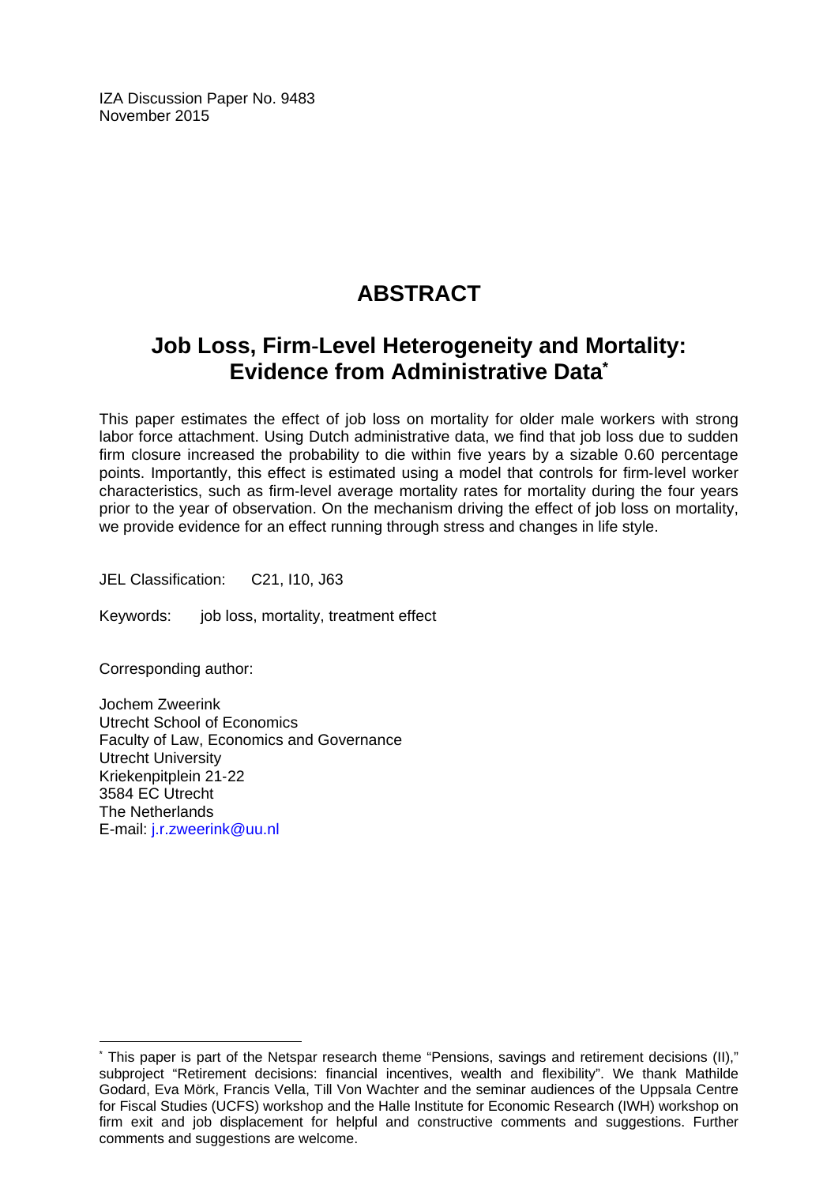IZA Discussion Paper No. 9483
November 2015

# ABSTRACT

## Job Loss, Firm-Level Heterogeneity and Mortality: Evidence from Administrative Data*

This paper estimates the effect of job loss on mortality for older male workers with strong labor force attachment. Using Dutch administrative data, we find that job loss due to sudden firm closure increased the probability to die within five years by a sizable 0.60 percentage points. Importantly, this effect is estimated using a model that controls for firm-level worker characteristics, such as firm-level average mortality rates for mortality during the four years prior to the year of observation. On the mechanism driving the effect of job loss on mortality, we provide evidence for an effect running through stress and changes in life style.

JEL Classification: C21, I10, J63

Keywords: job loss, mortality, treatment effect

Corresponding author:

Jochem Zweerink
Utrecht School of Economics
Faculty of Law, Economics and Governance
Utrecht University
Kriekenpitplein 21-22
3584 EC Utrecht
The Netherlands
E-mail: j.r.zweerink@uu.nl

---

* This paper is part of the Netspar research theme "Pensions, savings and retirement decisions (II)," subproject "Retirement decisions: financial incentives, wealth and flexibility". We thank Mathilde Godard, Eva Mörk, Francis Vella, Till Von Wachter and the seminar audiences of the Uppsala Centre for Fiscal Studies (UCFS) workshop and the Halle Institute for Economic Research (IWH) workshop on firm exit and job displacement for helpful and constructive comments and suggestions. Further comments and suggestions are welcome.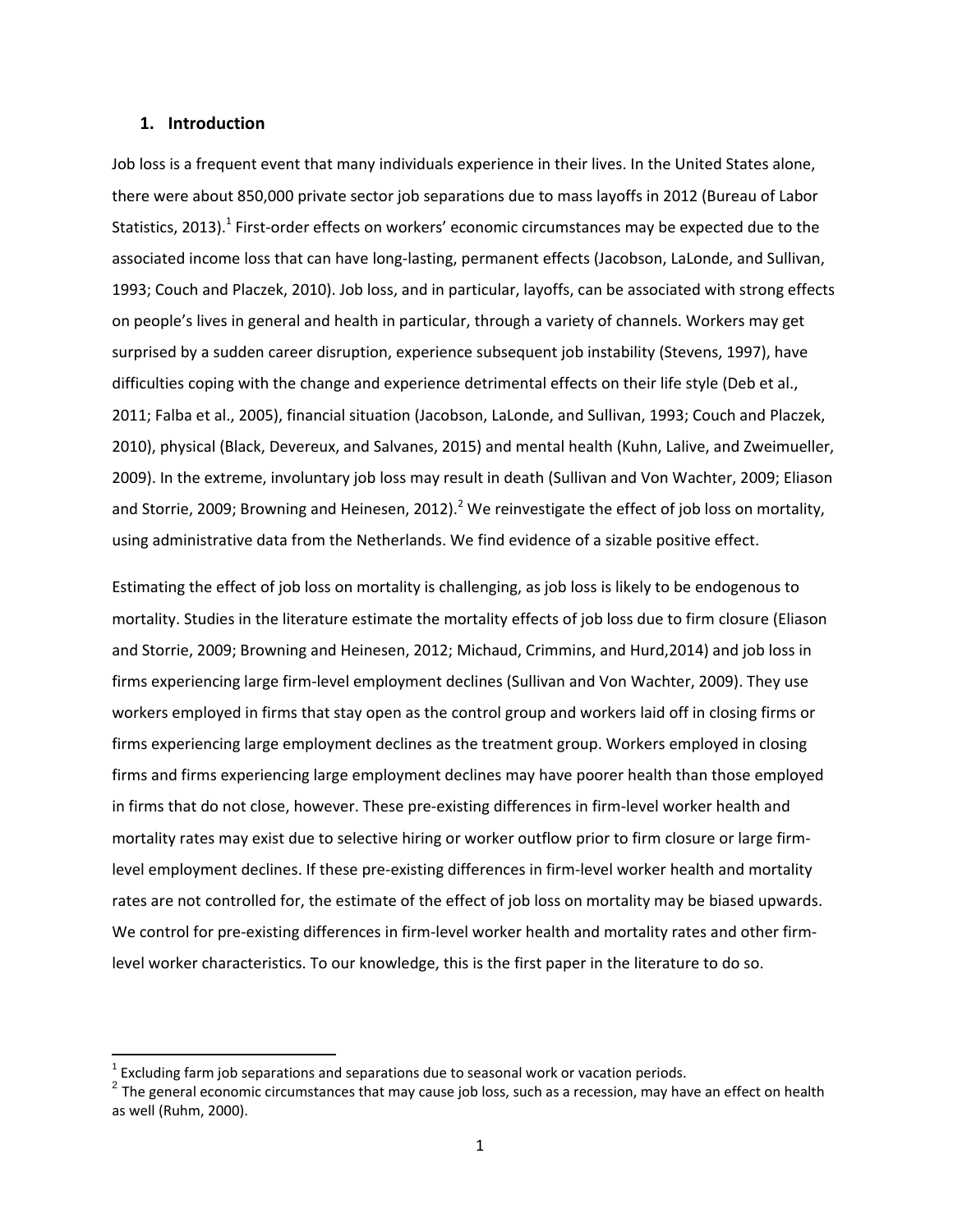## 1. Introduction

Job loss is a frequent event that many individuals experience in their lives. In the United States alone, there were about 850,000 private sector job separations due to mass layoffs in 2012 (Bureau of Labor Statistics, 2013).[1] First-order effects on workers' economic circumstances may be expected due to the associated income loss that can have long-lasting, permanent effects (Jacobson, LaLonde, and Sullivan, 1993; Couch and Placzek, 2010). Job loss, and in particular, layoffs, can be associated with strong effects on people's lives in general and health in particular, through a variety of channels. Workers may get surprised by a sudden career disruption, experience subsequent job instability (Stevens, 1997), have difficulties coping with the change and experience detrimental effects on their life style (Deb et al., 2011; Falba et al., 2005), financial situation (Jacobson, LaLonde, and Sullivan, 1993; Couch and Placzek, 2010), physical (Black, Devereux, and Salvanes, 2015) and mental health (Kuhn, Lalive, and Zweimueller, 2009). In the extreme, involuntary job loss may result in death (Sullivan and Von Wachter, 2009; Eliason and Storrie, 2009; Browning and Heinesen, 2012).[2] We reinvestigate the effect of job loss on mortality, using administrative data from the Netherlands. We find evidence of a sizable positive effect.

Estimating the effect of job loss on mortality is challenging, as job loss is likely to be endogenous to mortality. Studies in the literature estimate the mortality effects of job loss due to firm closure (Eliason and Storrie, 2009; Browning and Heinesen, 2012; Michaud, Crimmins, and Hurd,2014) and job loss in firms experiencing large firm-level employment declines (Sullivan and Von Wachter, 2009). They use workers employed in firms that stay open as the control group and workers laid off in closing firms or firms experiencing large employment declines as the treatment group. Workers employed in closing firms and firms experiencing large employment declines may have poorer health than those employed in firms that do not close, however. These pre-existing differences in firm-level worker health and mortality rates may exist due to selective hiring or worker outflow prior to firm closure or large firm-level employment declines. If these pre-existing differences in firm-level worker health and mortality rates are not controlled for, the estimate of the effect of job loss on mortality may be biased upwards. We control for pre-existing differences in firm-level worker health and mortality rates and other firm-level worker characteristics. To our knowledge, this is the first paper in the literature to do so.

---

[1] Excluding farm job separations and separations due to seasonal work or vacation periods.

[2] The general economic circumstances that may cause job loss, such as a recession, may have an effect on health as well (Ruhm, 2000).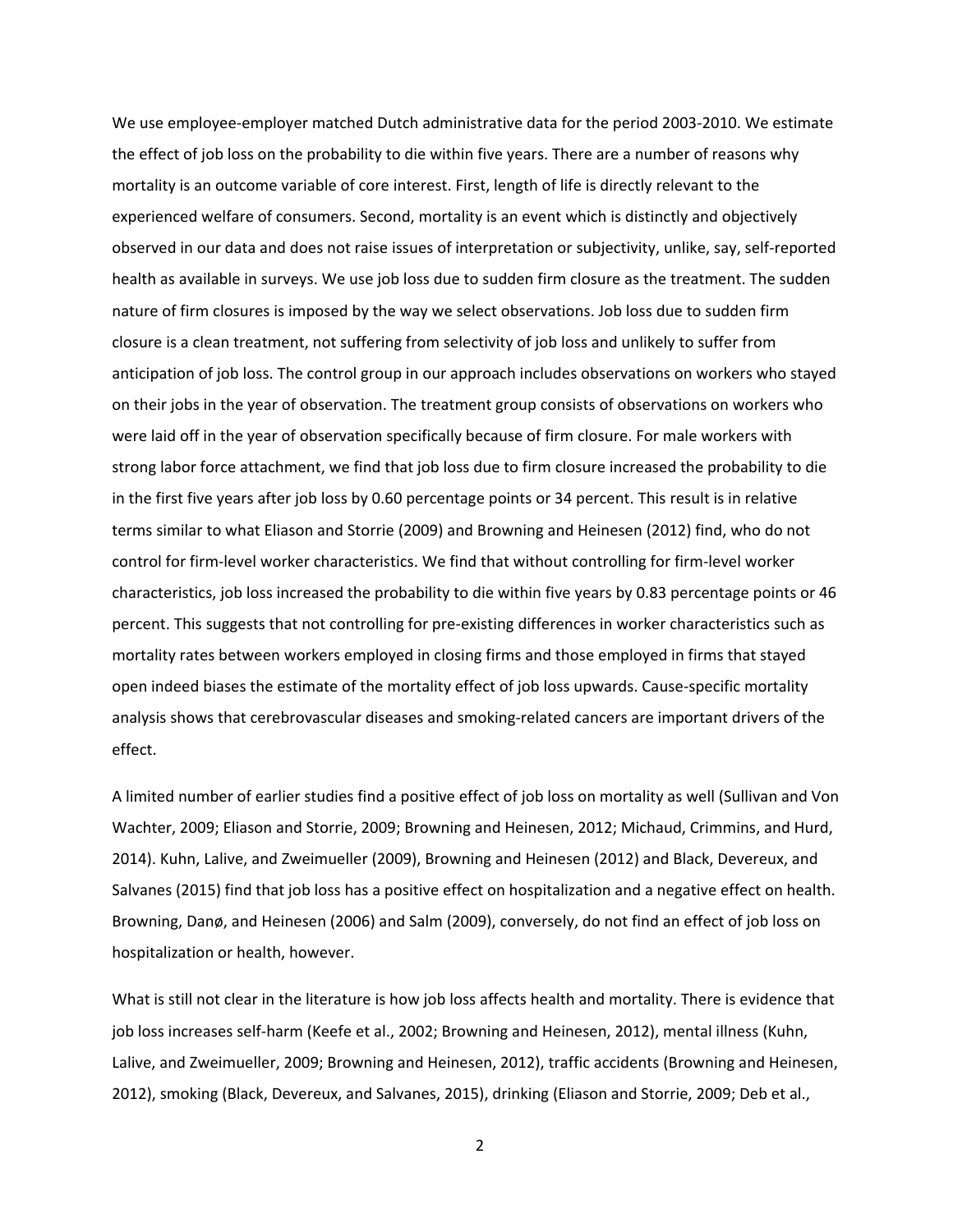We use employee-employer matched Dutch administrative data for the period 2003-2010. We estimate the effect of job loss on the probability to die within five years. There are a number of reasons why mortality is an outcome variable of core interest. First, length of life is directly relevant to the experienced welfare of consumers. Second, mortality is an event which is distinctly and objectively observed in our data and does not raise issues of interpretation or subjectivity, unlike, say, self-reported health as available in surveys. We use job loss due to sudden firm closure as the treatment. The sudden nature of firm closures is imposed by the way we select observations. Job loss due to sudden firm closure is a clean treatment, not suffering from selectivity of job loss and unlikely to suffer from anticipation of job loss. The control group in our approach includes observations on workers who stayed on their jobs in the year of observation. The treatment group consists of observations on workers who were laid off in the year of observation specifically because of firm closure. For male workers with strong labor force attachment, we find that job loss due to firm closure increased the probability to die in the first five years after job loss by 0.60 percentage points or 34 percent. This result is in relative terms similar to what Eliason and Storrie (2009) and Browning and Heinesen (2012) find, who do not control for firm-level worker characteristics. We find that without controlling for firm-level worker characteristics, job loss increased the probability to die within five years by 0.83 percentage points or 46 percent. This suggests that not controlling for pre-existing differences in worker characteristics such as mortality rates between workers employed in closing firms and those employed in firms that stayed open indeed biases the estimate of the mortality effect of job loss upwards. Cause-specific mortality analysis shows that cerebrovascular diseases and smoking-related cancers are important drivers of the effect.

A limited number of earlier studies find a positive effect of job loss on mortality as well (Sullivan and Von Wachter, 2009; Eliason and Storrie, 2009; Browning and Heinesen, 2012; Michaud, Crimmins, and Hurd, 2014). Kuhn, Lalive, and Zweimueller (2009), Browning and Heinesen (2012) and Black, Devereux, and Salvanes (2015) find that job loss has a positive effect on hospitalization and a negative effect on health. Browning, Danø, and Heinesen (2006) and Salm (2009), conversely, do not find an effect of job loss on hospitalization or health, however.

What is still not clear in the literature is how job loss affects health and mortality. There is evidence that job loss increases self-harm (Keefe et al., 2002; Browning and Heinesen, 2012), mental illness (Kuhn, Lalive, and Zweimueller, 2009; Browning and Heinesen, 2012), traffic accidents (Browning and Heinesen, 2012), smoking (Black, Devereux, and Salvanes, 2015), drinking (Eliason and Storrie, 2009; Deb et al.,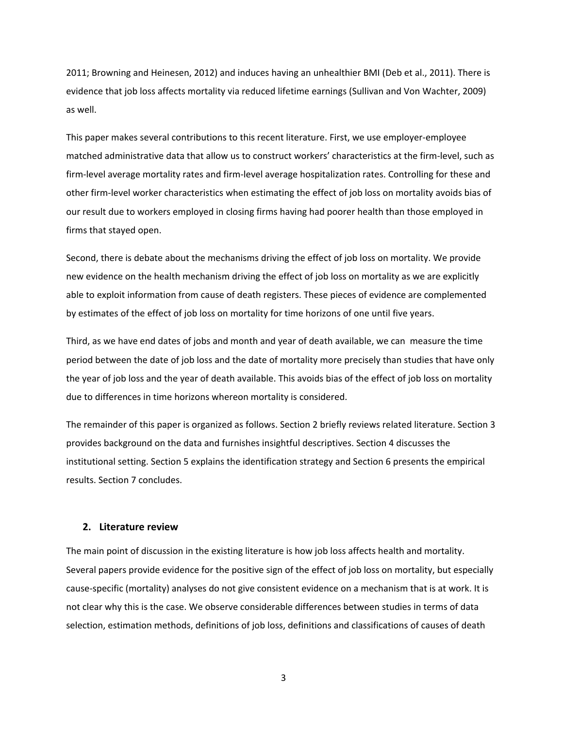2011; Browning and Heinesen, 2012) and induces having an unhealthier BMI (Deb et al., 2011). There is evidence that job loss affects mortality via reduced lifetime earnings (Sullivan and Von Wachter, 2009) as well.

This paper makes several contributions to this recent literature. First, we use employer-employee matched administrative data that allow us to construct workers' characteristics at the firm-level, such as firm-level average mortality rates and firm-level average hospitalization rates. Controlling for these and other firm-level worker characteristics when estimating the effect of job loss on mortality avoids bias of our result due to workers employed in closing firms having had poorer health than those employed in firms that stayed open.

Second, there is debate about the mechanisms driving the effect of job loss on mortality. We provide new evidence on the health mechanism driving the effect of job loss on mortality as we are explicitly able to exploit information from cause of death registers. These pieces of evidence are complemented by estimates of the effect of job loss on mortality for time horizons of one until five years.

Third, as we have end dates of jobs and month and year of death available, we can measure the time period between the date of job loss and the date of mortality more precisely than studies that have only the year of job loss and the year of death available. This avoids bias of the effect of job loss on mortality due to differences in time horizons whereon mortality is considered.

The remainder of this paper is organized as follows. Section 2 briefly reviews related literature. Section 3 provides background on the data and furnishes insightful descriptives. Section 4 discusses the institutional setting. Section 5 explains the identification strategy and Section 6 presents the empirical results. Section 7 concludes.

## 2. Literature review

The main point of discussion in the existing literature is how job loss affects health and mortality. Several papers provide evidence for the positive sign of the effect of job loss on mortality, but especially cause-specific (mortality) analyses do not give consistent evidence on a mechanism that is at work. It is not clear why this is the case. We observe considerable differences between studies in terms of data selection, estimation methods, definitions of job loss, definitions and classifications of causes of death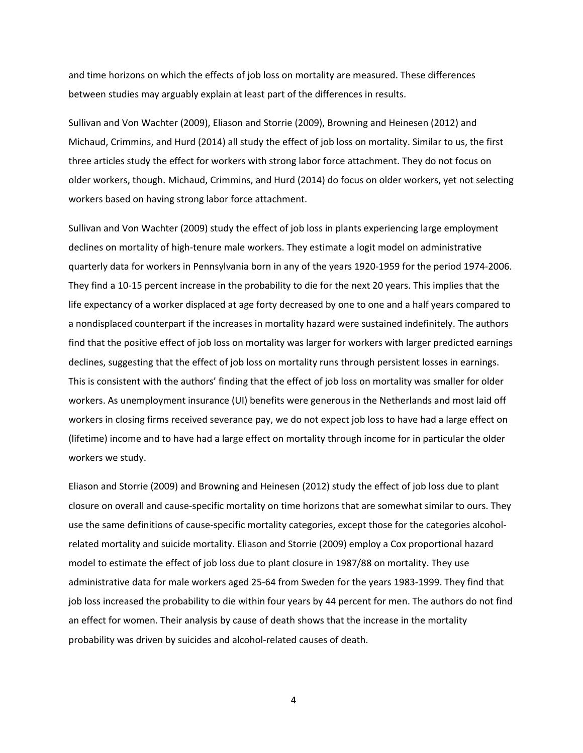and time horizons on which the effects of job loss on mortality are measured. These differences between studies may arguably explain at least part of the differences in results.

Sullivan and Von Wachter (2009), Eliason and Storrie (2009), Browning and Heinesen (2012) and Michaud, Crimmins, and Hurd (2014) all study the effect of job loss on mortality. Similar to us, the first three articles study the effect for workers with strong labor force attachment. They do not focus on older workers, though. Michaud, Crimmins, and Hurd (2014) do focus on older workers, yet not selecting workers based on having strong labor force attachment.

Sullivan and Von Wachter (2009) study the effect of job loss in plants experiencing large employment declines on mortality of high-tenure male workers. They estimate a logit model on administrative quarterly data for workers in Pennsylvania born in any of the years 1920-1959 for the period 1974-2006. They find a 10-15 percent increase in the probability to die for the next 20 years. This implies that the life expectancy of a worker displaced at age forty decreased by one to one and a half years compared to a nondisplaced counterpart if the increases in mortality hazard were sustained indefinitely. The authors find that the positive effect of job loss on mortality was larger for workers with larger predicted earnings declines, suggesting that the effect of job loss on mortality runs through persistent losses in earnings. This is consistent with the authors' finding that the effect of job loss on mortality was smaller for older workers. As unemployment insurance (UI) benefits were generous in the Netherlands and most laid off workers in closing firms received severance pay, we do not expect job loss to have had a large effect on (lifetime) income and to have had a large effect on mortality through income for in particular the older workers we study.

Eliason and Storrie (2009) and Browning and Heinesen (2012) study the effect of job loss due to plant closure on overall and cause-specific mortality on time horizons that are somewhat similar to ours. They use the same definitions of cause-specific mortality categories, except those for the categories alcohol-related mortality and suicide mortality. Eliason and Storrie (2009) employ a Cox proportional hazard model to estimate the effect of job loss due to plant closure in 1987/88 on mortality. They use administrative data for male workers aged 25-64 from Sweden for the years 1983-1999. They find that job loss increased the probability to die within four years by 44 percent for men. The authors do not find an effect for women. Their analysis by cause of death shows that the increase in the mortality probability was driven by suicides and alcohol-related causes of death.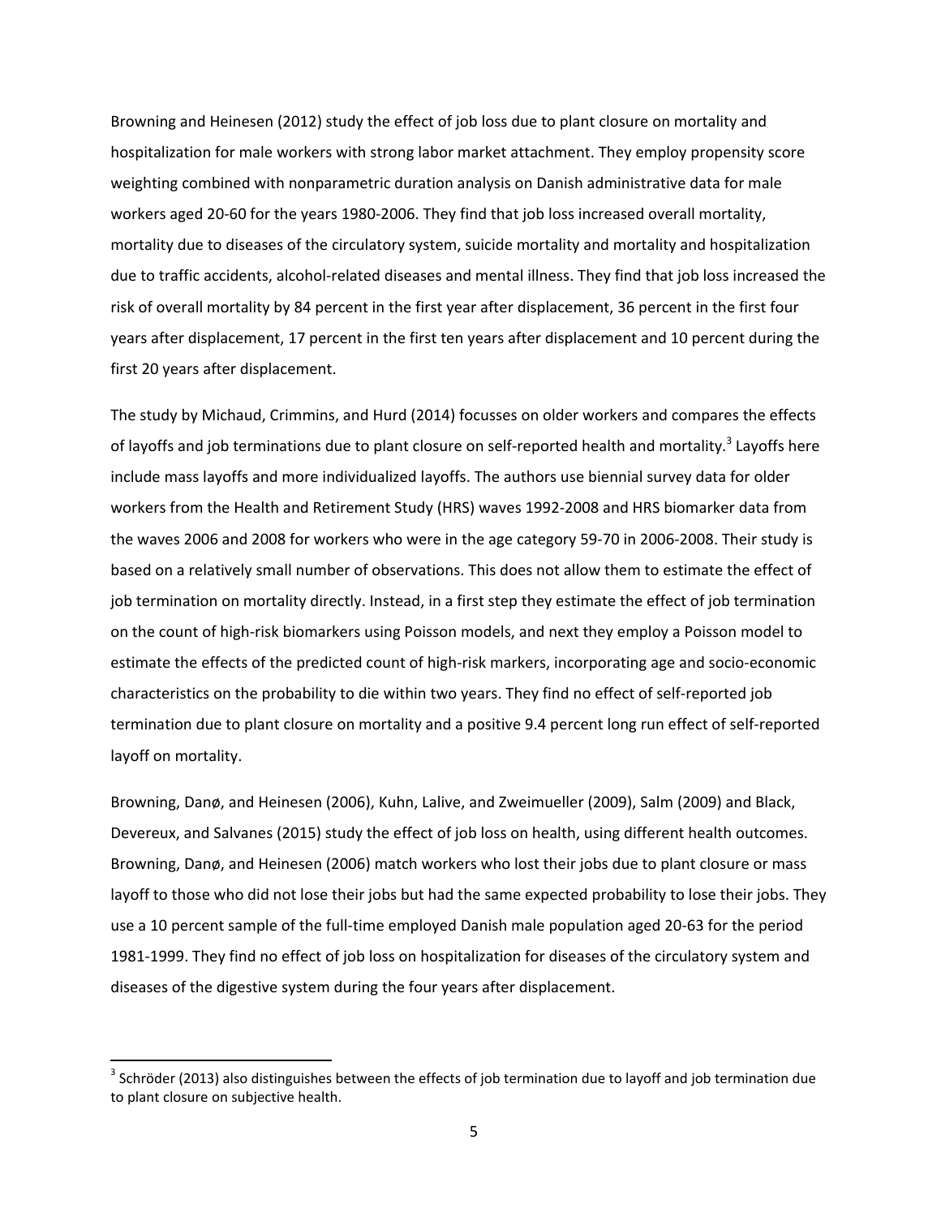Browning and Heinesen (2012) study the effect of job loss due to plant closure on mortality and hospitalization for male workers with strong labor market attachment. They employ propensity score weighting combined with nonparametric duration analysis on Danish administrative data for male workers aged 20-60 for the years 1980-2006. They find that job loss increased overall mortality, mortality due to diseases of the circulatory system, suicide mortality and mortality and hospitalization due to traffic accidents, alcohol-related diseases and mental illness. They find that job loss increased the risk of overall mortality by 84 percent in the first year after displacement, 36 percent in the first four years after displacement, 17 percent in the first ten years after displacement and 10 percent during the first 20 years after displacement.

The study by Michaud, Crimmins, and Hurd (2014) focusses on older workers and compares the effects of layoffs and job terminations due to plant closure on self-reported health and mortality.[3] Layoffs here include mass layoffs and more individualized layoffs. The authors use biennial survey data for older workers from the Health and Retirement Study (HRS) waves 1992-2008 and HRS biomarker data from the waves 2006 and 2008 for workers who were in the age category 59-70 in 2006-2008. Their study is based on a relatively small number of observations. This does not allow them to estimate the effect of job termination on mortality directly. Instead, in a first step they estimate the effect of job termination on the count of high-risk biomarkers using Poisson models, and next they employ a Poisson model to estimate the effects of the predicted count of high-risk markers, incorporating age and socio-economic characteristics on the probability to die within two years. They find no effect of self-reported job termination due to plant closure on mortality and a positive 9.4 percent long run effect of self-reported layoff on mortality.

Browning, Danø, and Heinesen (2006), Kuhn, Lalive, and Zweimueller (2009), Salm (2009) and Black, Devereux, and Salvanes (2015) study the effect of job loss on health, using different health outcomes. Browning, Danø, and Heinesen (2006) match workers who lost their jobs due to plant closure or mass layoff to those who did not lose their jobs but had the same expected probability to lose their jobs. They use a 10 percent sample of the full-time employed Danish male population aged 20-63 for the period 1981-1999. They find no effect of job loss on hospitalization for diseases of the circulatory system and diseases of the digestive system during the four years after displacement.

[3] Schröder (2013) also distinguishes between the effects of job termination due to layoff and job termination due to plant closure on subjective health.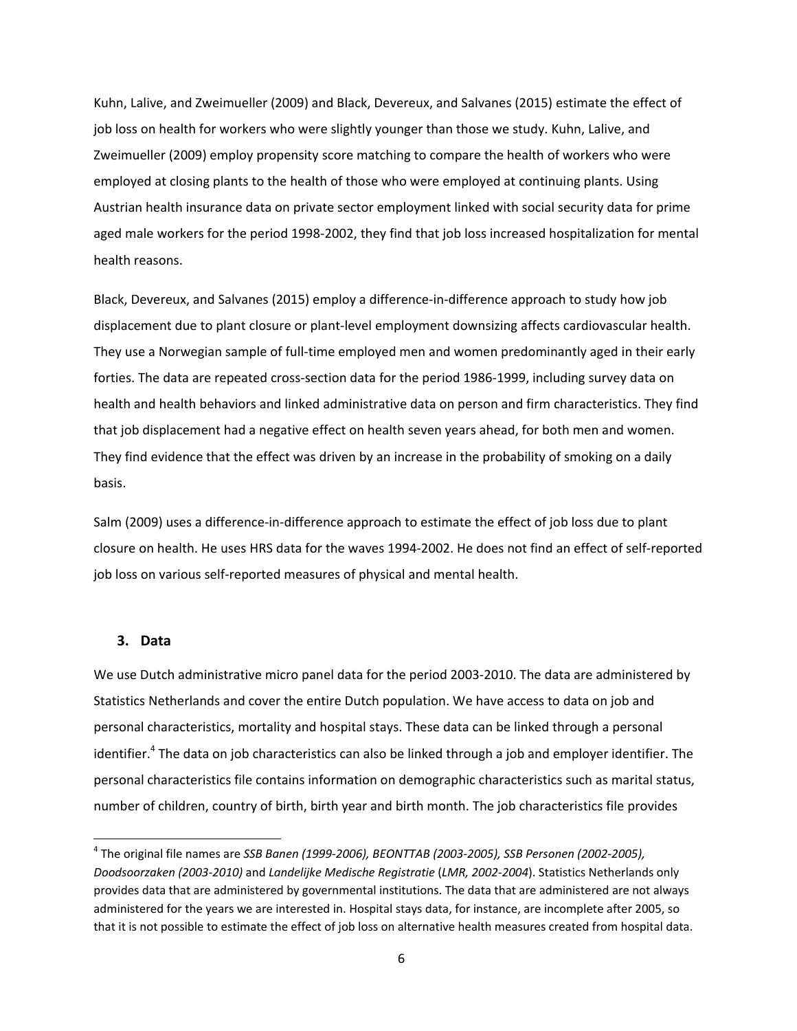Kuhn, Lalive, and Zweimueller (2009) and Black, Devereux, and Salvanes (2015) estimate the effect of job loss on health for workers who were slightly younger than those we study. Kuhn, Lalive, and Zweimueller (2009) employ propensity score matching to compare the health of workers who were employed at closing plants to the health of those who were employed at continuing plants. Using Austrian health insurance data on private sector employment linked with social security data for prime aged male workers for the period 1998-2002, they find that job loss increased hospitalization for mental health reasons.

Black, Devereux, and Salvanes (2015) employ a difference-in-difference approach to study how job displacement due to plant closure or plant-level employment downsizing affects cardiovascular health. They use a Norwegian sample of full-time employed men and women predominantly aged in their early forties. The data are repeated cross-section data for the period 1986-1999, including survey data on health and health behaviors and linked administrative data on person and firm characteristics. They find that job displacement had a negative effect on health seven years ahead, for both men and women. They find evidence that the effect was driven by an increase in the probability of smoking on a daily basis.

Salm (2009) uses a difference-in-difference approach to estimate the effect of job loss due to plant closure on health. He uses HRS data for the waves 1994-2002. He does not find an effect of self-reported job loss on various self-reported measures of physical and mental health.

## 3. Data

We use Dutch administrative micro panel data for the period 2003-2010. The data are administered by Statistics Netherlands and cover the entire Dutch population. We have access to data on job and personal characteristics, mortality and hospital stays. These data can be linked through a personal identifier.[4] The data on job characteristics can also be linked through a job and employer identifier. The personal characteristics file contains information on demographic characteristics such as marital status, number of children, country of birth, birth year and birth month. The job characteristics file provides

[4] The original file names are *SSB Banen (1999-2006), BEONTTAB (2003-2005), SSB Personen (2002-2005), Doodsoorzaken (2003-2010)* and *Landelijke Medische Registratie* (*LMR, 2002-2004*). Statistics Netherlands only provides data that are administered by governmental institutions. The data that are administered are not always administered for the years we are interested in. Hospital stays data, for instance, are incomplete after 2005, so that it is not possible to estimate the effect of job loss on alternative health measures created from hospital data.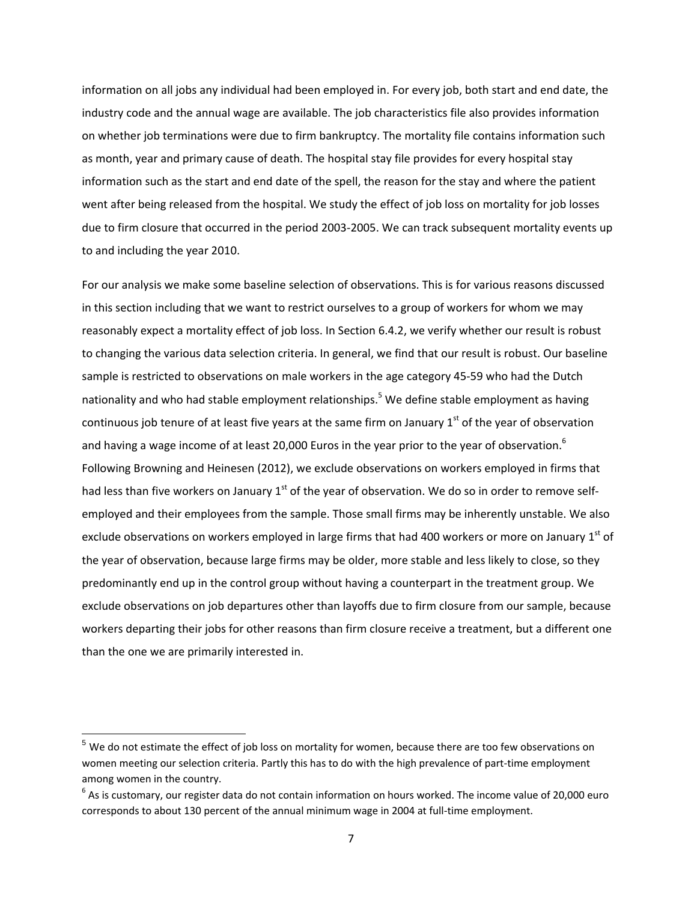information on all jobs any individual had been employed in. For every job, both start and end date, the industry code and the annual wage are available. The job characteristics file also provides information on whether job terminations were due to firm bankruptcy. The mortality file contains information such as month, year and primary cause of death. The hospital stay file provides for every hospital stay information such as the start and end date of the spell, the reason for the stay and where the patient went after being released from the hospital. We study the effect of job loss on mortality for job losses due to firm closure that occurred in the period 2003-2005. We can track subsequent mortality events up to and including the year 2010.

For our analysis we make some baseline selection of observations. This is for various reasons discussed in this section including that we want to restrict ourselves to a group of workers for whom we may reasonably expect a mortality effect of job loss. In Section 6.4.2, we verify whether our result is robust to changing the various data selection criteria. In general, we find that our result is robust. Our baseline sample is restricted to observations on male workers in the age category 45-59 who had the Dutch nationality and who had stable employment relationships.[5] We define stable employment as having continuous job tenure of at least five years at the same firm on January 1st of the year of observation and having a wage income of at least 20,000 Euros in the year prior to the year of observation.[6] Following Browning and Heinesen (2012), we exclude observations on workers employed in firms that had less than five workers on January 1st of the year of observation. We do so in order to remove self-employed and their employees from the sample. Those small firms may be inherently unstable. We also exclude observations on workers employed in large firms that had 400 workers or more on January 1st of the year of observation, because large firms may be older, more stable and less likely to close, so they predominantly end up in the control group without having a counterpart in the treatment group. We exclude observations on job departures other than layoffs due to firm closure from our sample, because workers departing their jobs for other reasons than firm closure receive a treatment, but a different one than the one we are primarily interested in.

---

[5] We do not estimate the effect of job loss on mortality for women, because there are too few observations on women meeting our selection criteria. Partly this has to do with the high prevalence of part-time employment among women in the country.

[6] As is customary, our register data do not contain information on hours worked. The income value of 20,000 euro corresponds to about 130 percent of the annual minimum wage in 2004 at full-time employment.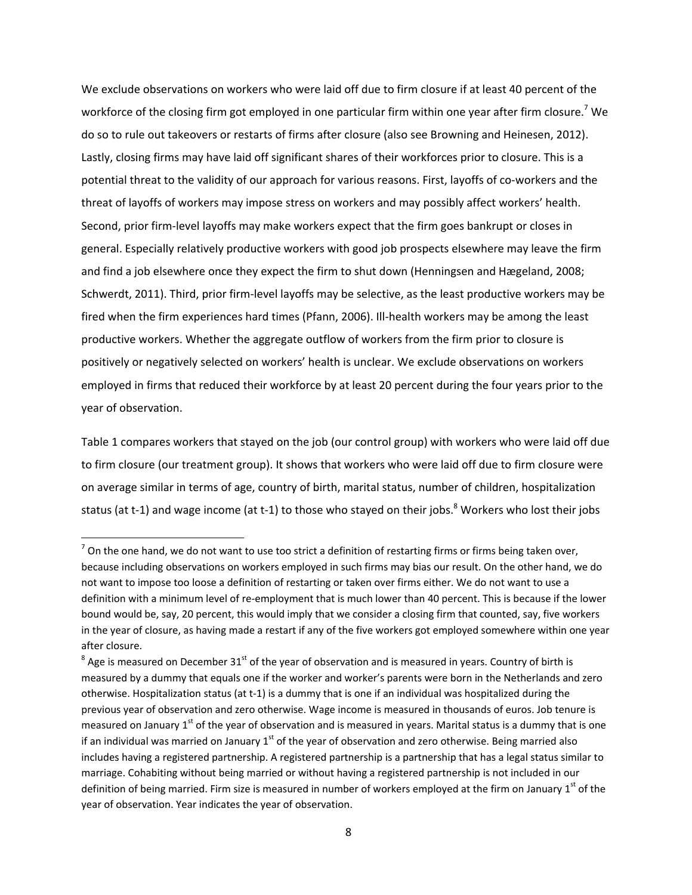We exclude observations on workers who were laid off due to firm closure if at least 40 percent of the workforce of the closing firm got employed in one particular firm within one year after firm closure.[7] We do so to rule out takeovers or restarts of firms after closure (also see Browning and Heinesen, 2012). Lastly, closing firms may have laid off significant shares of their workforces prior to closure. This is a potential threat to the validity of our approach for various reasons. First, layoffs of co-workers and the threat of layoffs of workers may impose stress on workers and may possibly affect workers' health. Second, prior firm-level layoffs may make workers expect that the firm goes bankrupt or closes in general. Especially relatively productive workers with good job prospects elsewhere may leave the firm and find a job elsewhere once they expect the firm to shut down (Henningsen and Hægeland, 2008; Schwerdt, 2011). Third, prior firm-level layoffs may be selective, as the least productive workers may be fired when the firm experiences hard times (Pfann, 2006). Ill-health workers may be among the least productive workers. Whether the aggregate outflow of workers from the firm prior to closure is positively or negatively selected on workers' health is unclear. We exclude observations on workers employed in firms that reduced their workforce by at least 20 percent during the four years prior to the year of observation.

Table 1 compares workers that stayed on the job (our control group) with workers who were laid off due to firm closure (our treatment group). It shows that workers who were laid off due to firm closure were on average similar in terms of age, country of birth, marital status, number of children, hospitalization status (at t-1) and wage income (at t-1) to those who stayed on their jobs.[8] Workers who lost their jobs

[7] On the one hand, we do not want to use too strict a definition of restarting firms or firms being taken over, because including observations on workers employed in such firms may bias our result. On the other hand, we do not want to impose too loose a definition of restarting or taken over firms either. We do not want to use a definition with a minimum level of re-employment that is much lower than 40 percent. This is because if the lower bound would be, say, 20 percent, this would imply that we consider a closing firm that counted, say, five workers in the year of closure, as having made a restart if any of the five workers got employed somewhere within one year after closure.

[8] Age is measured on December 31st of the year of observation and is measured in years. Country of birth is measured by a dummy that equals one if the worker and worker's parents were born in the Netherlands and zero otherwise. Hospitalization status (at t-1) is a dummy that is one if an individual was hospitalized during the previous year of observation and zero otherwise. Wage income is measured in thousands of euros. Job tenure is measured on January 1st of the year of observation and is measured in years. Marital status is a dummy that is one if an individual was married on January 1st of the year of observation and zero otherwise. Being married also includes having a registered partnership. A registered partnership is a partnership that has a legal status similar to marriage. Cohabiting without being married or without having a registered partnership is not included in our definition of being married. Firm size is measured in number of workers employed at the firm on January 1st of the year of observation. Year indicates the year of observation.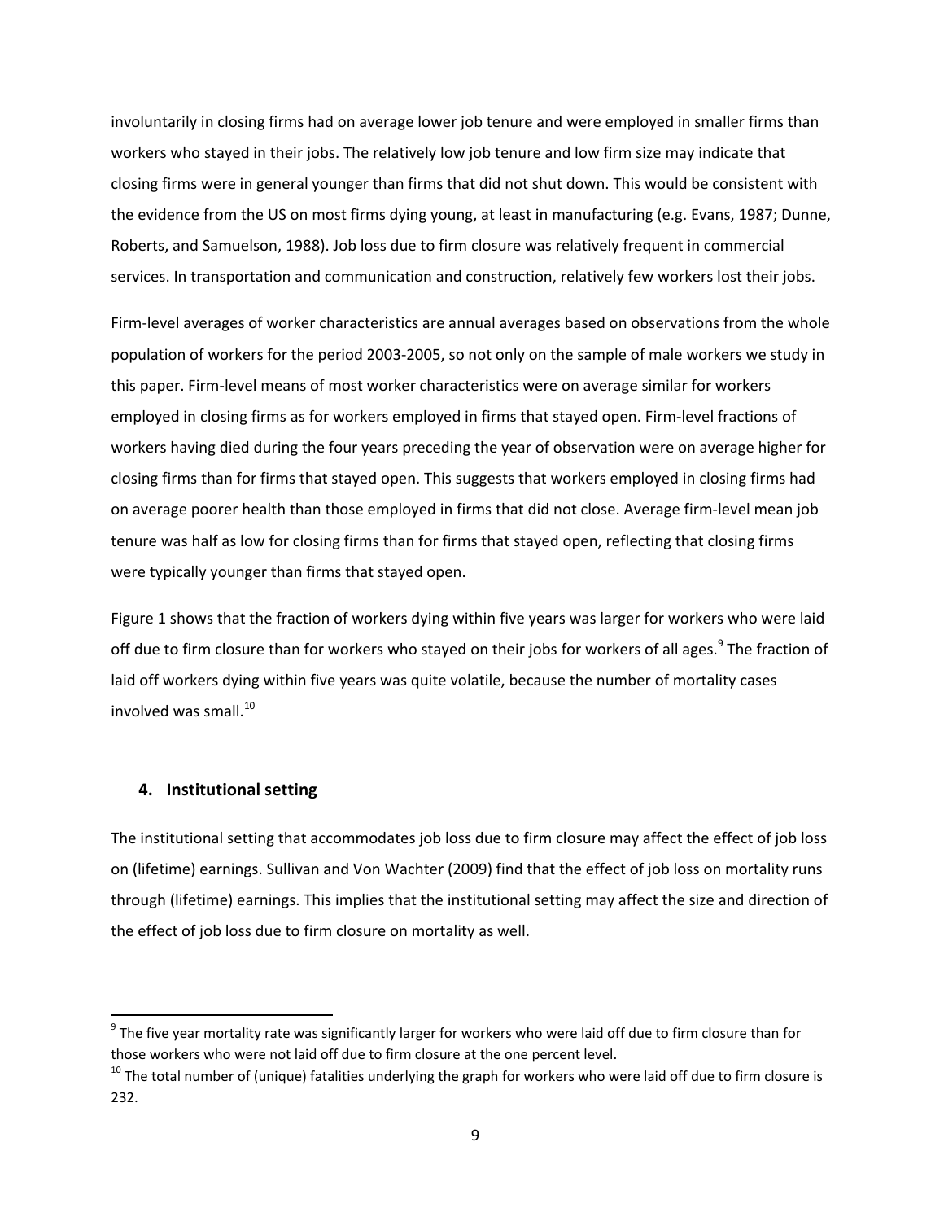involuntarily in closing firms had on average lower job tenure and were employed in smaller firms than workers who stayed in their jobs. The relatively low job tenure and low firm size may indicate that closing firms were in general younger than firms that did not shut down. This would be consistent with the evidence from the US on most firms dying young, at least in manufacturing (e.g. Evans, 1987; Dunne, Roberts, and Samuelson, 1988). Job loss due to firm closure was relatively frequent in commercial services. In transportation and communication and construction, relatively few workers lost their jobs.

Firm-level averages of worker characteristics are annual averages based on observations from the whole population of workers for the period 2003-2005, so not only on the sample of male workers we study in this paper. Firm-level means of most worker characteristics were on average similar for workers employed in closing firms as for workers employed in firms that stayed open. Firm-level fractions of workers having died during the four years preceding the year of observation were on average higher for closing firms than for firms that stayed open. This suggests that workers employed in closing firms had on average poorer health than those employed in firms that did not close. Average firm-level mean job tenure was half as low for closing firms than for firms that stayed open, reflecting that closing firms were typically younger than firms that stayed open.

Figure 1 shows that the fraction of workers dying within five years was larger for workers who were laid off due to firm closure than for workers who stayed on their jobs for workers of all ages.[9] The fraction of laid off workers dying within five years was quite volatile, because the number of mortality cases involved was small.[10]

## 4. Institutional setting

The institutional setting that accommodates job loss due to firm closure may affect the effect of job loss on (lifetime) earnings. Sullivan and Von Wachter (2009) find that the effect of job loss on mortality runs through (lifetime) earnings. This implies that the institutional setting may affect the size and direction of the effect of job loss due to firm closure on mortality as well.

[9] The five year mortality rate was significantly larger for workers who were laid off due to firm closure than for those workers who were not laid off due to firm closure at the one percent level.

[10] The total number of (unique) fatalities underlying the graph for workers who were laid off due to firm closure is 232.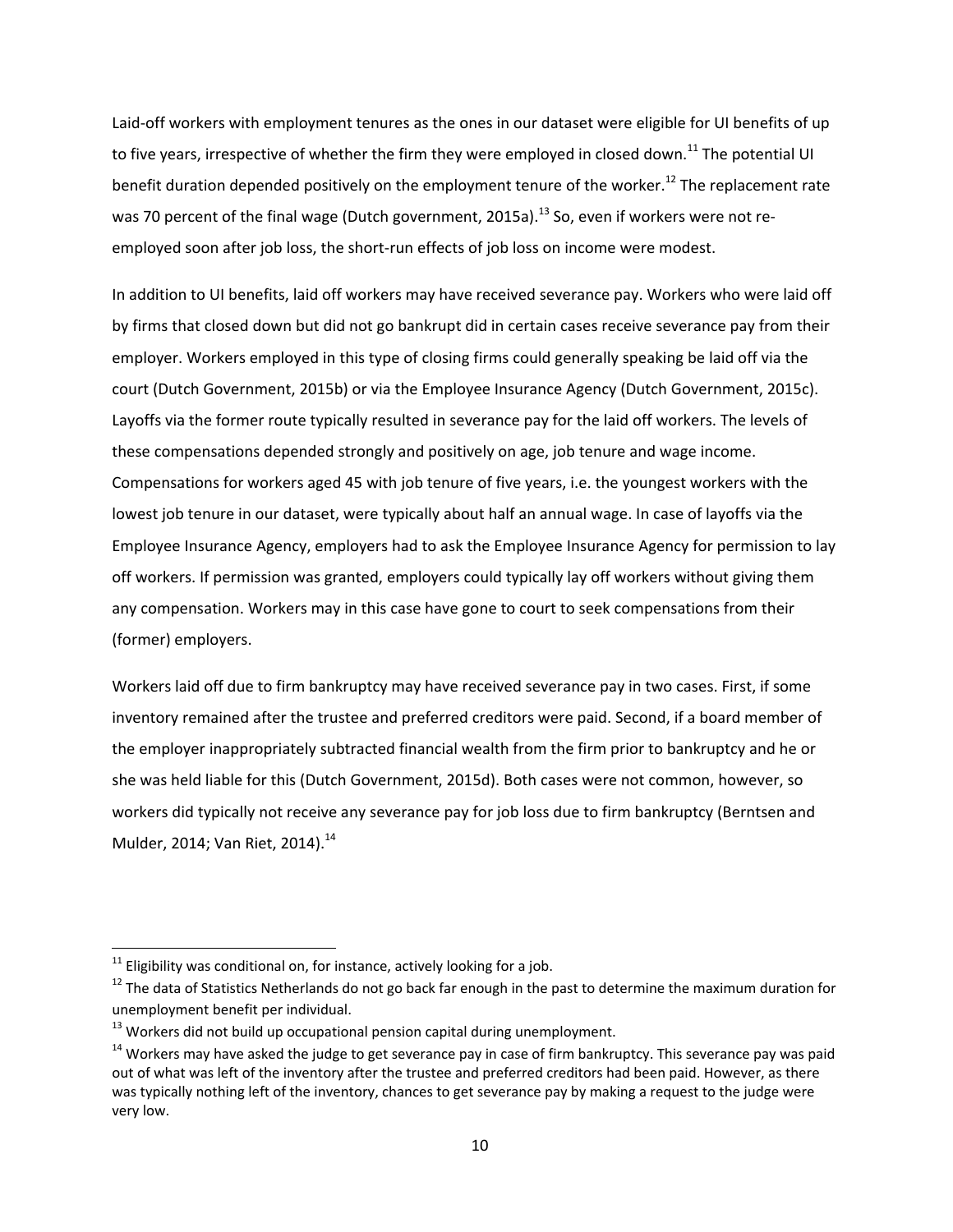Laid-off workers with employment tenures as the ones in our dataset were eligible for UI benefits of up to five years, irrespective of whether the firm they were employed in closed down.[11] The potential UI benefit duration depended positively on the employment tenure of the worker.[12] The replacement rate was 70 percent of the final wage (Dutch government, 2015a).[13] So, even if workers were not re-employed soon after job loss, the short-run effects of job loss on income were modest.

In addition to UI benefits, laid off workers may have received severance pay. Workers who were laid off by firms that closed down but did not go bankrupt did in certain cases receive severance pay from their employer. Workers employed in this type of closing firms could generally speaking be laid off via the court (Dutch Government, 2015b) or via the Employee Insurance Agency (Dutch Government, 2015c). Layoffs via the former route typically resulted in severance pay for the laid off workers. The levels of these compensations depended strongly and positively on age, job tenure and wage income. Compensations for workers aged 45 with job tenure of five years, i.e. the youngest workers with the lowest job tenure in our dataset, were typically about half an annual wage. In case of layoffs via the Employee Insurance Agency, employers had to ask the Employee Insurance Agency for permission to lay off workers. If permission was granted, employers could typically lay off workers without giving them any compensation. Workers may in this case have gone to court to seek compensations from their (former) employers.

Workers laid off due to firm bankruptcy may have received severance pay in two cases. First, if some inventory remained after the trustee and preferred creditors were paid. Second, if a board member of the employer inappropriately subtracted financial wealth from the firm prior to bankruptcy and he or she was held liable for this (Dutch Government, 2015d). Both cases were not common, however, so workers did typically not receive any severance pay for job loss due to firm bankruptcy (Berntsen and Mulder, 2014; Van Riet, 2014).[14]

---

[11] Eligibility was conditional on, for instance, actively looking for a job.

[12] The data of Statistics Netherlands do not go back far enough in the past to determine the maximum duration for unemployment benefit per individual.

[13] Workers did not build up occupational pension capital during unemployment.

[14] Workers may have asked the judge to get severance pay in case of firm bankruptcy. This severance pay was paid out of what was left of the inventory after the trustee and preferred creditors had been paid. However, as there was typically nothing left of the inventory, chances to get severance pay by making a request to the judge were very low.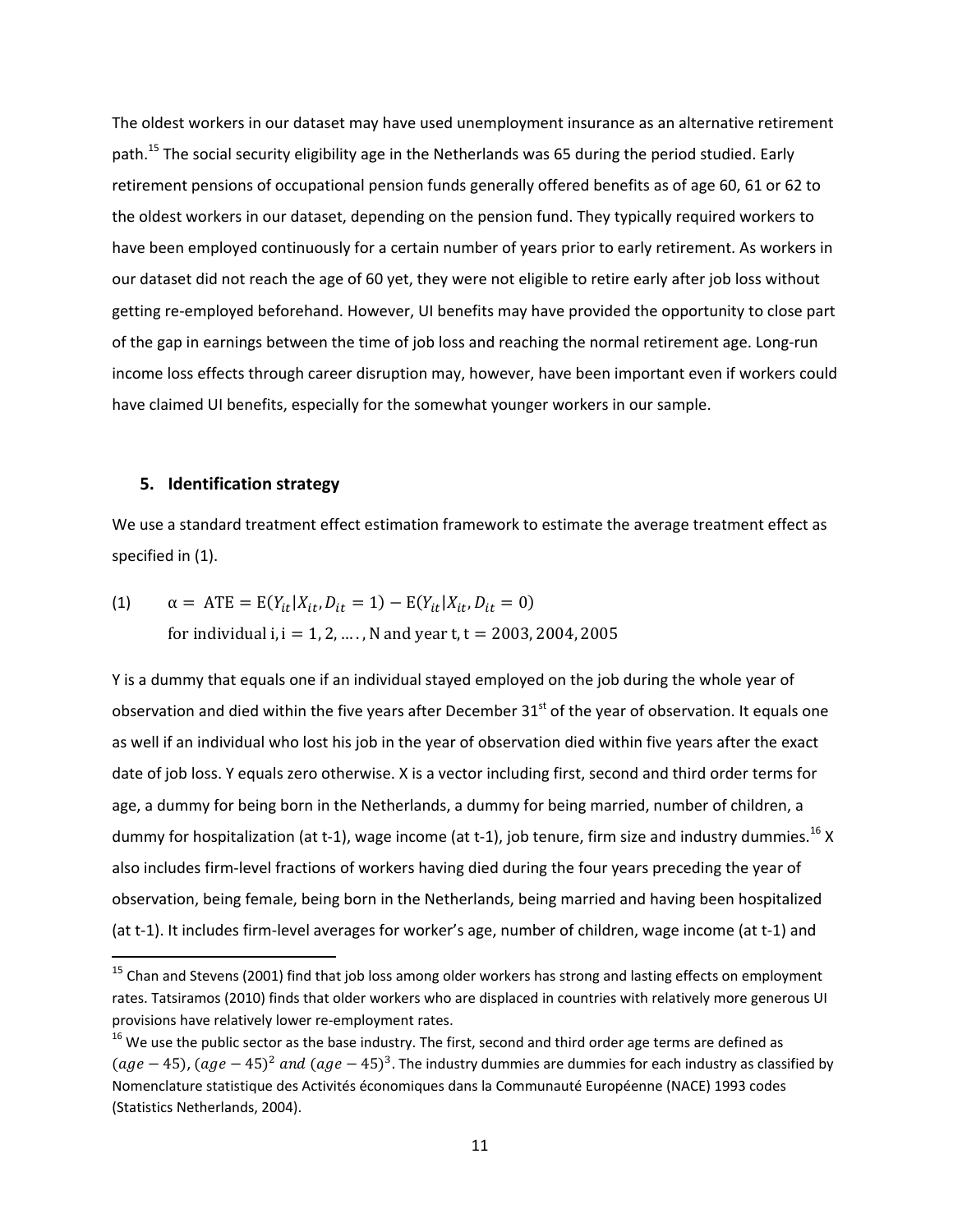The oldest workers in our dataset may have used unemployment insurance as an alternative retirement path.[15] The social security eligibility age in the Netherlands was 65 during the period studied. Early retirement pensions of occupational pension funds generally offered benefits as of age 60, 61 or 62 to the oldest workers in our dataset, depending on the pension fund. They typically required workers to have been employed continuously for a certain number of years prior to early retirement. As workers in our dataset did not reach the age of 60 yet, they were not eligible to retire early after job loss without getting re-employed beforehand. However, UI benefits may have provided the opportunity to close part of the gap in earnings between the time of job loss and reaching the normal retirement age. Long-run income loss effects through career disruption may, however, have been important even if workers could have claimed UI benefits, especially for the somewhat younger workers in our sample.

## 5. Identification strategy

We use a standard treatment effect estimation framework to estimate the average treatment effect as specified in (1).

$$(1) \qquad \alpha = \text{ATE} = \mathrm{E}(Y_{it}|X_{it}, D_{it} = 1) - \mathrm{E}(Y_{it}|X_{it}, D_{it} = 0)$$

$$\text{for individual i, i} = 1, 2, \ldots, \text{N and year t, t} = 2003, 2004, 2005$$

Y is a dummy that equals one if an individual stayed employed on the job during the whole year of observation and died within the five years after December 31st of the year of observation. It equals one as well if an individual who lost his job in the year of observation died within five years after the exact date of job loss. Y equals zero otherwise. X is a vector including first, second and third order terms for age, a dummy for being born in the Netherlands, a dummy for being married, number of children, a dummy for hospitalization (at t-1), wage income (at t-1), job tenure, firm size and industry dummies.[16] X also includes firm-level fractions of workers having died during the four years preceding the year of observation, being female, being born in the Netherlands, being married and having been hospitalized (at t-1). It includes firm-level averages for worker's age, number of children, wage income (at t-1) and

---

[15] Chan and Stevens (2001) find that job loss among older workers has strong and lasting effects on employment rates. Tatsiramos (2010) finds that older workers who are displaced in countries with relatively more generous UI provisions have relatively lower re-employment rates.

[16] We use the public sector as the base industry. The first, second and third order age terms are defined as $(age - 45)$, $(age - 45)^2$ $and$ $(age - 45)^3$. The industry dummies are dummies for each industry as classified by Nomenclature statistique des Activités économiques dans la Communauté Européenne (NACE) 1993 codes (Statistics Netherlands, 2004).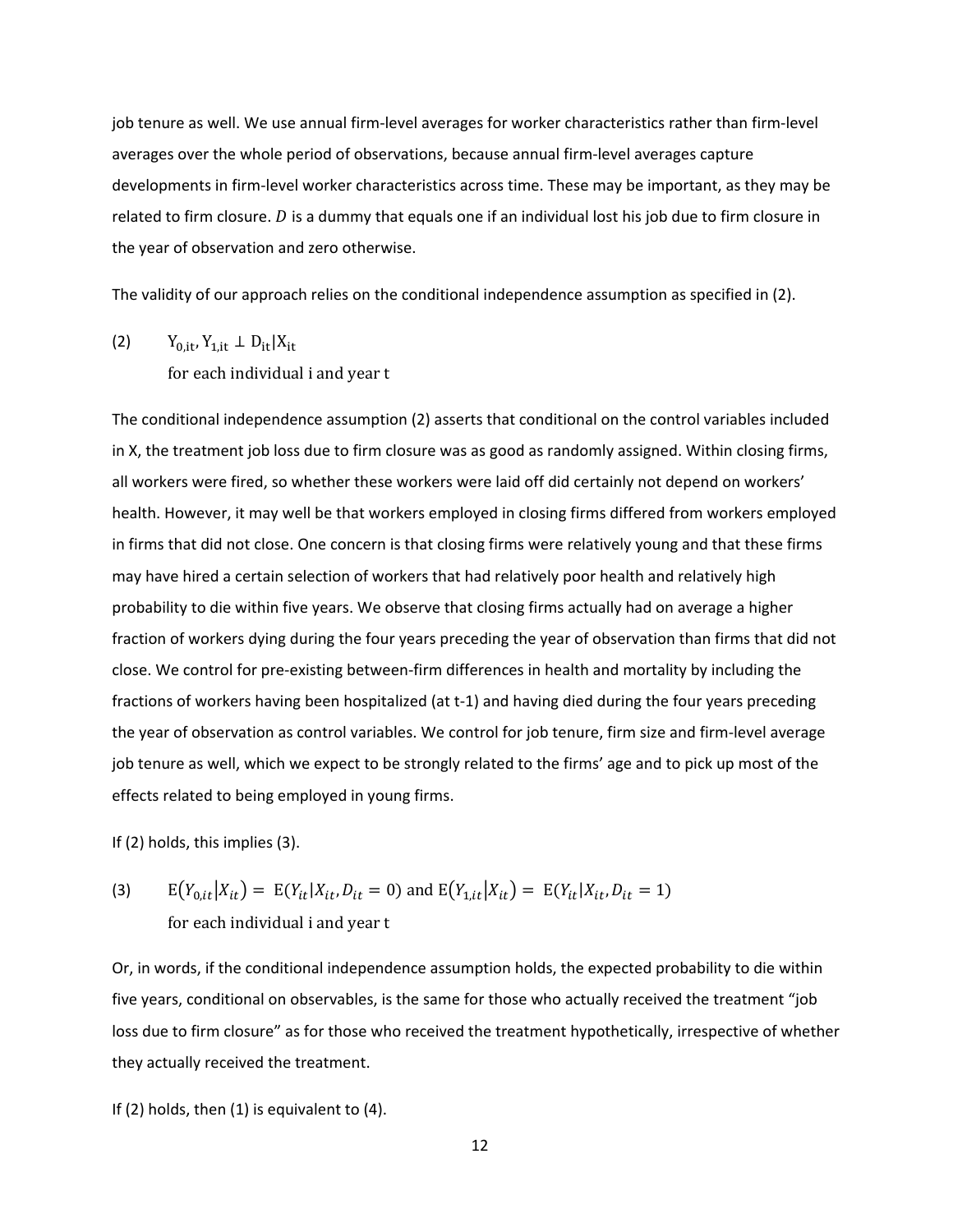job tenure as well. We use annual firm-level averages for worker characteristics rather than firm-level averages over the whole period of observations, because annual firm-level averages capture developments in firm-level worker characteristics across time. These may be important, as they may be related to firm closure. $D$ is a dummy that equals one if an individual lost his job due to firm closure in the year of observation and zero otherwise.

The validity of our approach relies on the conditional independence assumption as specified in (2).

$$(2) \qquad Y_{0,it}, Y_{1,it} \perp D_{it} | X_{it}$$
$$\text{for each individual i and year t}$$

The conditional independence assumption (2) asserts that conditional on the control variables included in X, the treatment job loss due to firm closure was as good as randomly assigned. Within closing firms, all workers were fired, so whether these workers were laid off did certainly not depend on workers' health. However, it may well be that workers employed in closing firms differed from workers employed in firms that did not close. One concern is that closing firms were relatively young and that these firms may have hired a certain selection of workers that had relatively poor health and relatively high probability to die within five years. We observe that closing firms actually had on average a higher fraction of workers dying during the four years preceding the year of observation than firms that did not close. We control for pre-existing between-firm differences in health and mortality by including the fractions of workers having been hospitalized (at t-1) and having died during the four years preceding the year of observation as control variables. We control for job tenure, firm size and firm-level average job tenure as well, which we expect to be strongly related to the firms' age and to pick up most of the effects related to being employed in young firms.

If (2) holds, this implies (3).

$$(3) \qquad \mathrm{E}(Y_{0,it}|X_{it}) = \mathrm{E}(Y_{it}|X_{it}, D_{it} = 0) \text{ and } \mathrm{E}(Y_{1,it}|X_{it}) = \mathrm{E}(Y_{it}|X_{it}, D_{it} = 1)$$
$$\text{for each individual i and year t}$$

Or, in words, if the conditional independence assumption holds, the expected probability to die within five years, conditional on observables, is the same for those who actually received the treatment "job loss due to firm closure" as for those who received the treatment hypothetically, irrespective of whether they actually received the treatment.

If (2) holds, then (1) is equivalent to (4).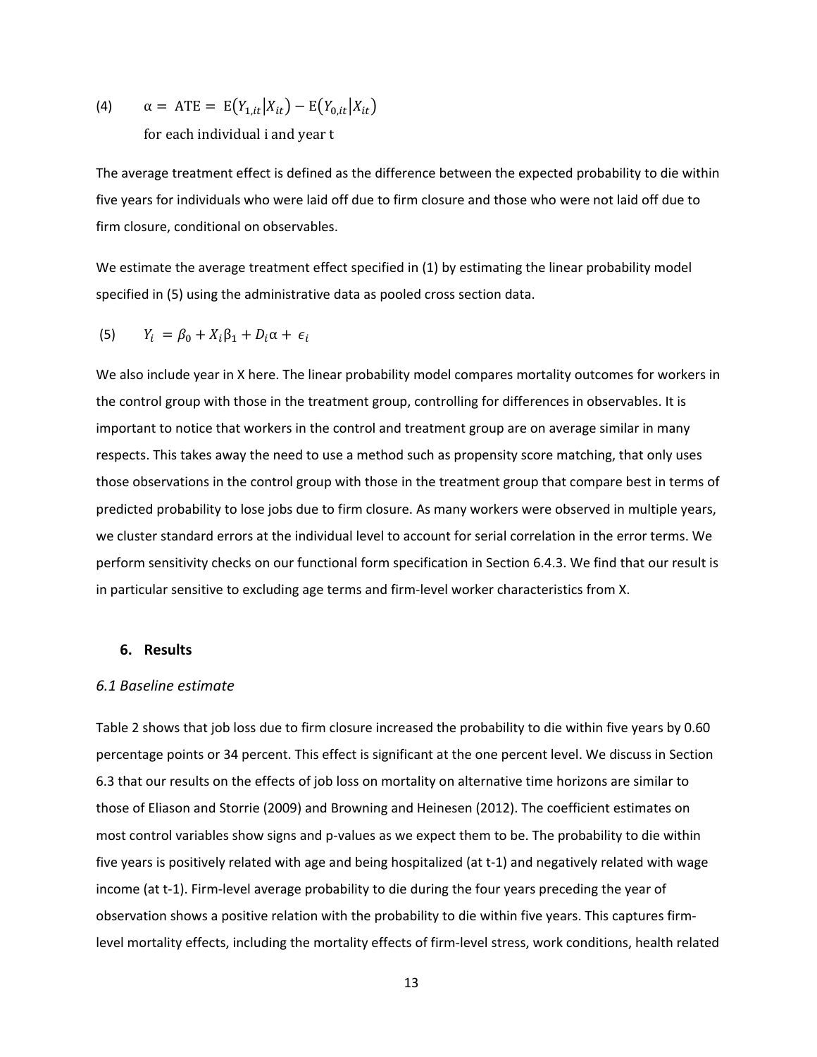$$(4) \qquad \alpha = \text{ATE} = \text{E}(Y_{1,it}|X_{it}) - \text{E}(Y_{0,it}|X_{it})$$

for each individual i and year t

The average treatment effect is defined as the difference between the expected probability to die within five years for individuals who were laid off due to firm closure and those who were not laid off due to firm closure, conditional on observables.

We estimate the average treatment effect specified in (1) by estimating the linear probability model specified in (5) using the administrative data as pooled cross section data.

$$(5) \qquad Y_i = \beta_0 + X_i\beta_1 + D_i\alpha + \epsilon_i$$

We also include year in X here. The linear probability model compares mortality outcomes for workers in the control group with those in the treatment group, controlling for differences in observables. It is important to notice that workers in the control and treatment group are on average similar in many respects. This takes away the need to use a method such as propensity score matching, that only uses those observations in the control group with those in the treatment group that compare best in terms of predicted probability to lose jobs due to firm closure. As many workers were observed in multiple years, we cluster standard errors at the individual level to account for serial correlation in the error terms. We perform sensitivity checks on our functional form specification in Section 6.4.3. We find that our result is in particular sensitive to excluding age terms and firm-level worker characteristics from X.

## 6. Results

### *6.1 Baseline estimate*

Table 2 shows that job loss due to firm closure increased the probability to die within five years by 0.60 percentage points or 34 percent. This effect is significant at the one percent level. We discuss in Section 6.3 that our results on the effects of job loss on mortality on alternative time horizons are similar to those of Eliason and Storrie (2009) and Browning and Heinesen (2012). The coefficient estimates on most control variables show signs and p-values as we expect them to be. The probability to die within five years is positively related with age and being hospitalized (at t-1) and negatively related with wage income (at t-1). Firm-level average probability to die during the four years preceding the year of observation shows a positive relation with the probability to die within five years. This captures firm-level mortality effects, including the mortality effects of firm-level stress, work conditions, health related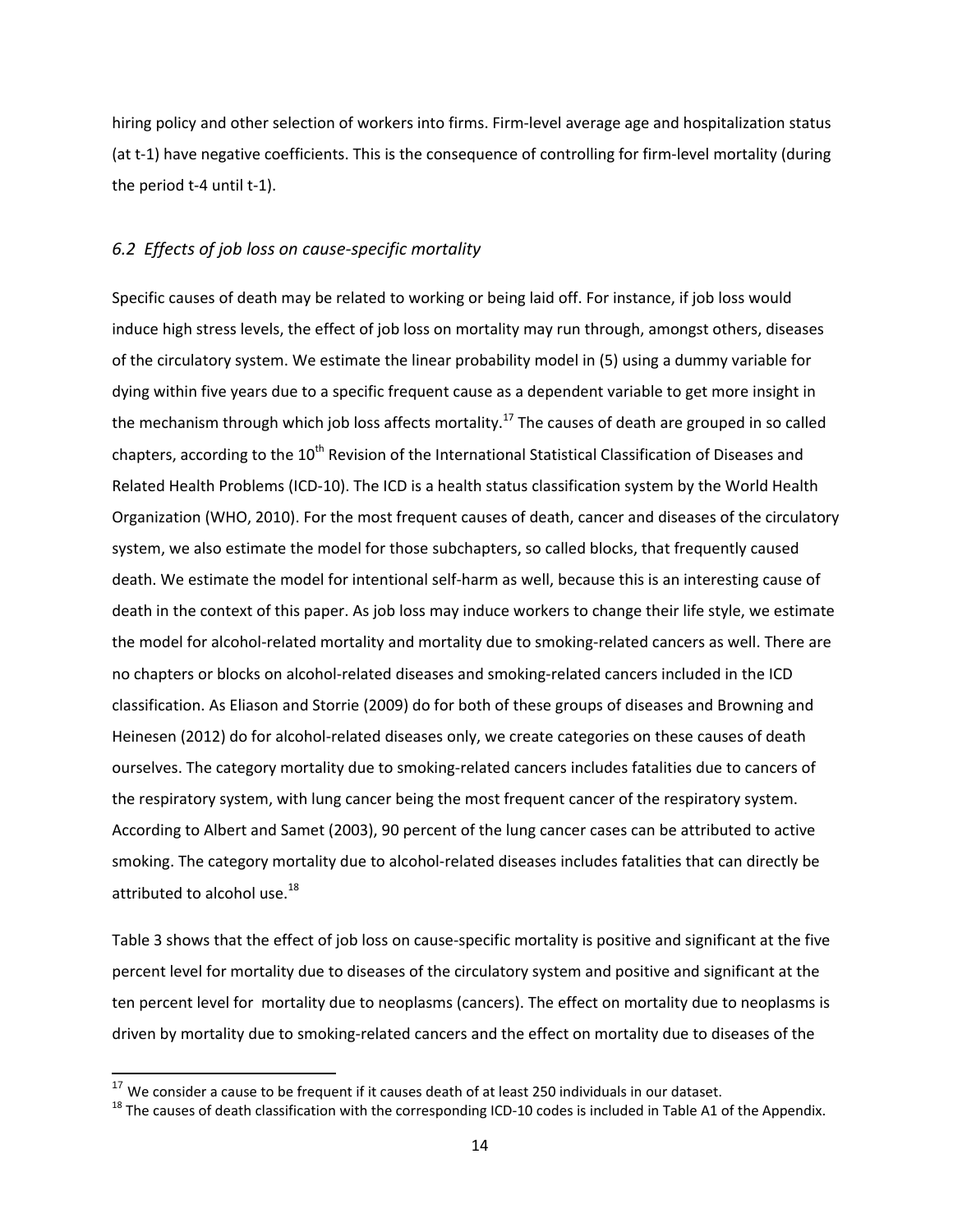hiring policy and other selection of workers into firms. Firm-level average age and hospitalization status (at t-1) have negative coefficients. This is the consequence of controlling for firm-level mortality (during the period t-4 until t-1).

### *6.2 Effects of job loss on cause-specific mortality*

Specific causes of death may be related to working or being laid off. For instance, if job loss would induce high stress levels, the effect of job loss on mortality may run through, amongst others, diseases of the circulatory system. We estimate the linear probability model in (5) using a dummy variable for dying within five years due to a specific frequent cause as a dependent variable to get more insight in the mechanism through which job loss affects mortality.[17] The causes of death are grouped in so called chapters, according to the 10th Revision of the International Statistical Classification of Diseases and Related Health Problems (ICD-10). The ICD is a health status classification system by the World Health Organization (WHO, 2010). For the most frequent causes of death, cancer and diseases of the circulatory system, we also estimate the model for those subchapters, so called blocks, that frequently caused death. We estimate the model for intentional self-harm as well, because this is an interesting cause of death in the context of this paper. As job loss may induce workers to change their life style, we estimate the model for alcohol-related mortality and mortality due to smoking-related cancers as well. There are no chapters or blocks on alcohol-related diseases and smoking-related cancers included in the ICD classification. As Eliason and Storrie (2009) do for both of these groups of diseases and Browning and Heinesen (2012) do for alcohol-related diseases only, we create categories on these causes of death ourselves. The category mortality due to smoking-related cancers includes fatalities due to cancers of the respiratory system, with lung cancer being the most frequent cancer of the respiratory system. According to Albert and Samet (2003), 90 percent of the lung cancer cases can be attributed to active smoking. The category mortality due to alcohol-related diseases includes fatalities that can directly be attributed to alcohol use.[18]

Table 3 shows that the effect of job loss on cause-specific mortality is positive and significant at the five percent level for mortality due to diseases of the circulatory system and positive and significant at the ten percent level for mortality due to neoplasms (cancers). The effect on mortality due to neoplasms is driven by mortality due to smoking-related cancers and the effect on mortality due to diseases of the

---

[17] We consider a cause to be frequent if it causes death of at least 250 individuals in our dataset.

[18] The causes of death classification with the corresponding ICD-10 codes is included in Table A1 of the Appendix.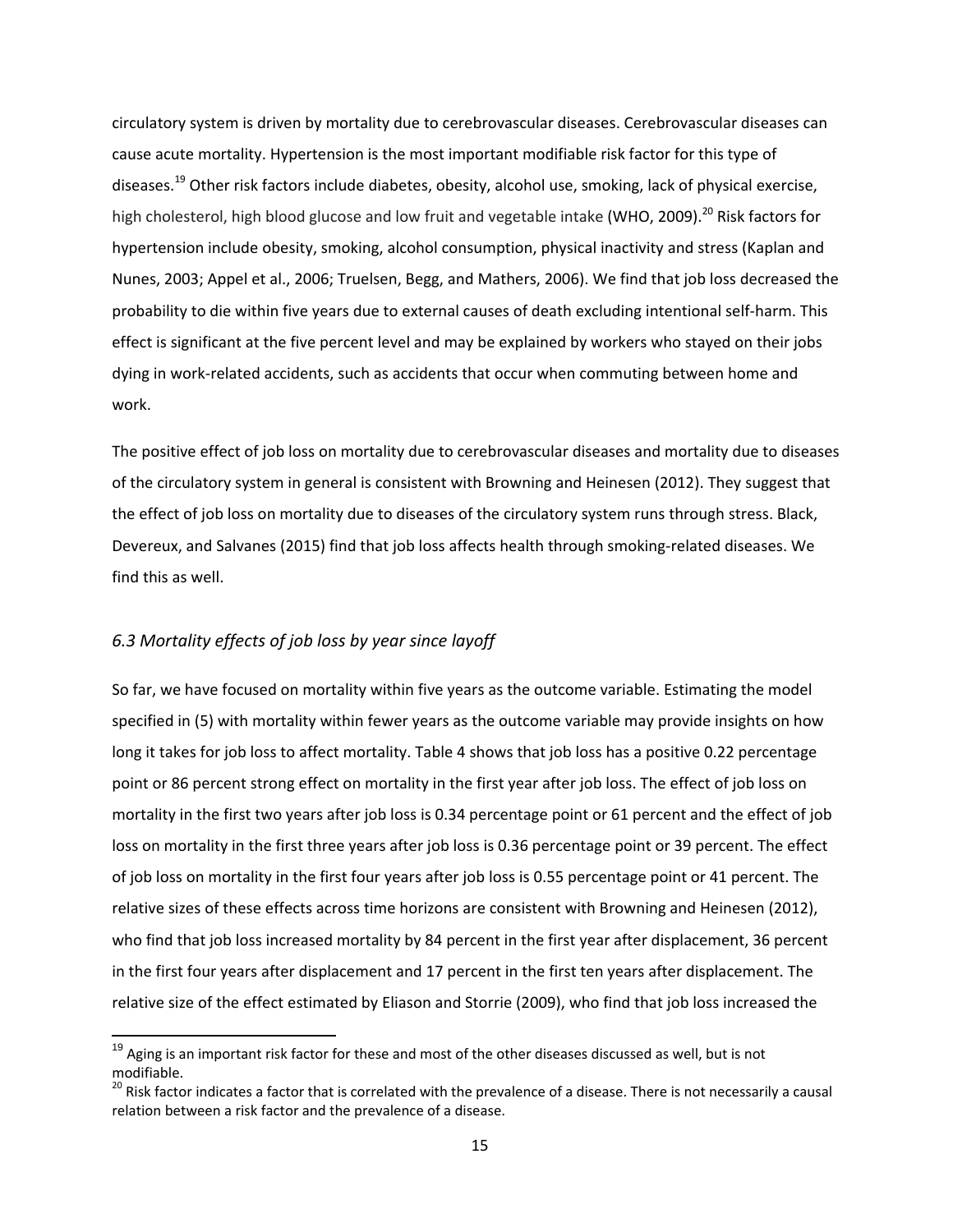circulatory system is driven by mortality due to cerebrovascular diseases. Cerebrovascular diseases can cause acute mortality. Hypertension is the most important modifiable risk factor for this type of diseases.[19] Other risk factors include diabetes, obesity, alcohol use, smoking, lack of physical exercise, high cholesterol, high blood glucose and low fruit and vegetable intake (WHO, 2009).[20] Risk factors for hypertension include obesity, smoking, alcohol consumption, physical inactivity and stress (Kaplan and Nunes, 2003; Appel et al., 2006; Truelsen, Begg, and Mathers, 2006). We find that job loss decreased the probability to die within five years due to external causes of death excluding intentional self-harm. This effect is significant at the five percent level and may be explained by workers who stayed on their jobs dying in work-related accidents, such as accidents that occur when commuting between home and work.

The positive effect of job loss on mortality due to cerebrovascular diseases and mortality due to diseases of the circulatory system in general is consistent with Browning and Heinesen (2012). They suggest that the effect of job loss on mortality due to diseases of the circulatory system runs through stress. Black, Devereux, and Salvanes (2015) find that job loss affects health through smoking-related diseases. We find this as well.

### *6.3 Mortality effects of job loss by year since layoff*

So far, we have focused on mortality within five years as the outcome variable. Estimating the model specified in (5) with mortality within fewer years as the outcome variable may provide insights on how long it takes for job loss to affect mortality. Table 4 shows that job loss has a positive 0.22 percentage point or 86 percent strong effect on mortality in the first year after job loss. The effect of job loss on mortality in the first two years after job loss is 0.34 percentage point or 61 percent and the effect of job loss on mortality in the first three years after job loss is 0.36 percentage point or 39 percent. The effect of job loss on mortality in the first four years after job loss is 0.55 percentage point or 41 percent. The relative sizes of these effects across time horizons are consistent with Browning and Heinesen (2012), who find that job loss increased mortality by 84 percent in the first year after displacement, 36 percent in the first four years after displacement and 17 percent in the first ten years after displacement. The relative size of the effect estimated by Eliason and Storrie (2009), who find that job loss increased the

[19] Aging is an important risk factor for these and most of the other diseases discussed as well, but is not modifiable.

[20] Risk factor indicates a factor that is correlated with the prevalence of a disease. There is not necessarily a causal relation between a risk factor and the prevalence of a disease.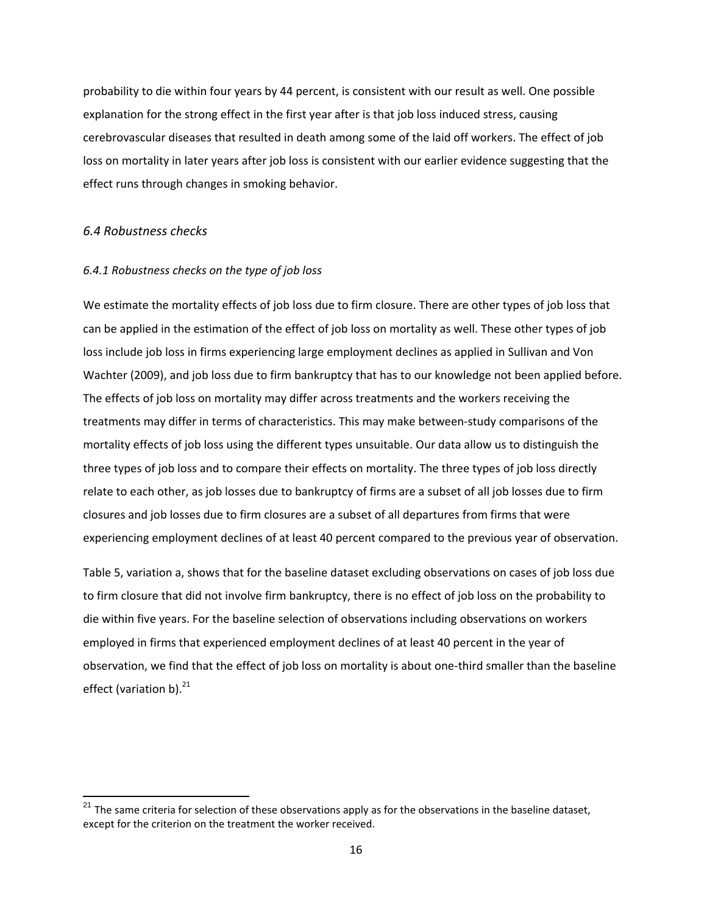probability to die within four years by 44 percent, is consistent with our result as well. One possible explanation for the strong effect in the first year after is that job loss induced stress, causing cerebrovascular diseases that resulted in death among some of the laid off workers. The effect of job loss on mortality in later years after job loss is consistent with our earlier evidence suggesting that the effect runs through changes in smoking behavior.

### *6.4 Robustness checks*

#### *6.4.1 Robustness checks on the type of job loss*

We estimate the mortality effects of job loss due to firm closure. There are other types of job loss that can be applied in the estimation of the effect of job loss on mortality as well. These other types of job loss include job loss in firms experiencing large employment declines as applied in Sullivan and Von Wachter (2009), and job loss due to firm bankruptcy that has to our knowledge not been applied before. The effects of job loss on mortality may differ across treatments and the workers receiving the treatments may differ in terms of characteristics. This may make between-study comparisons of the mortality effects of job loss using the different types unsuitable. Our data allow us to distinguish the three types of job loss and to compare their effects on mortality. The three types of job loss directly relate to each other, as job losses due to bankruptcy of firms are a subset of all job losses due to firm closures and job losses due to firm closures are a subset of all departures from firms that were experiencing employment declines of at least 40 percent compared to the previous year of observation.

Table 5, variation a, shows that for the baseline dataset excluding observations on cases of job loss due to firm closure that did not involve firm bankruptcy, there is no effect of job loss on the probability to die within five years. For the baseline selection of observations including observations on workers employed in firms that experienced employment declines of at least 40 percent in the year of observation, we find that the effect of job loss on mortality is about one-third smaller than the baseline effect (variation b).[21]

[21] The same criteria for selection of these observations apply as for the observations in the baseline dataset, except for the criterion on the treatment the worker received.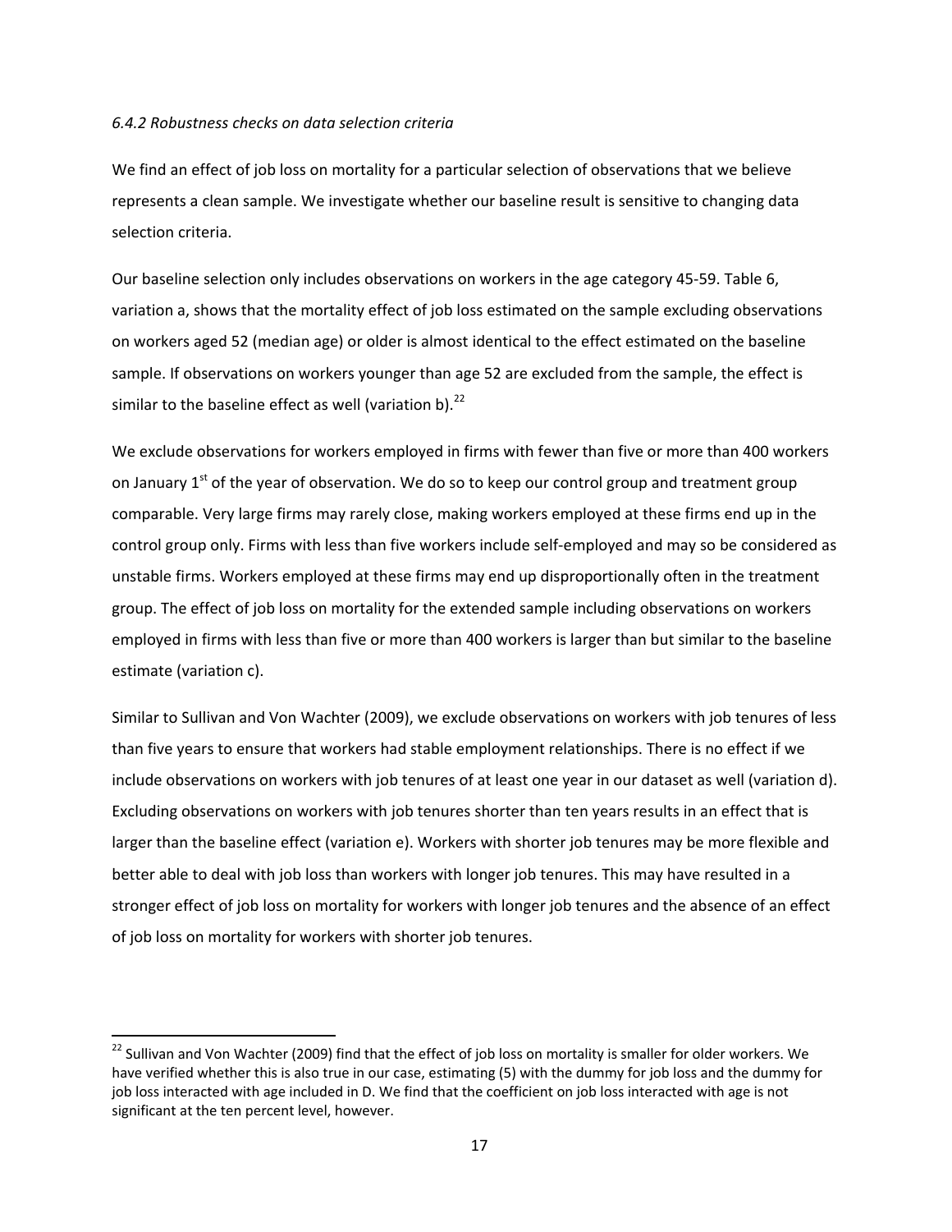*6.4.2 Robustness checks on data selection criteria*

We find an effect of job loss on mortality for a particular selection of observations that we believe represents a clean sample. We investigate whether our baseline result is sensitive to changing data selection criteria.

Our baseline selection only includes observations on workers in the age category 45-59. Table 6, variation a, shows that the mortality effect of job loss estimated on the sample excluding observations on workers aged 52 (median age) or older is almost identical to the effect estimated on the baseline sample. If observations on workers younger than age 52 are excluded from the sample, the effect is similar to the baseline effect as well (variation b).[22]

We exclude observations for workers employed in firms with fewer than five or more than 400 workers on January 1st of the year of observation. We do so to keep our control group and treatment group comparable. Very large firms may rarely close, making workers employed at these firms end up in the control group only. Firms with less than five workers include self-employed and may so be considered as unstable firms. Workers employed at these firms may end up disproportionally often in the treatment group. The effect of job loss on mortality for the extended sample including observations on workers employed in firms with less than five or more than 400 workers is larger than but similar to the baseline estimate (variation c).

Similar to Sullivan and Von Wachter (2009), we exclude observations on workers with job tenures of less than five years to ensure that workers had stable employment relationships. There is no effect if we include observations on workers with job tenures of at least one year in our dataset as well (variation d). Excluding observations on workers with job tenures shorter than ten years results in an effect that is larger than the baseline effect (variation e). Workers with shorter job tenures may be more flexible and better able to deal with job loss than workers with longer job tenures. This may have resulted in a stronger effect of job loss on mortality for workers with longer job tenures and the absence of an effect of job loss on mortality for workers with shorter job tenures.

---

[22] Sullivan and Von Wachter (2009) find that the effect of job loss on mortality is smaller for older workers. We have verified whether this is also true in our case, estimating (5) with the dummy for job loss and the dummy for job loss interacted with age included in D. We find that the coefficient on job loss interacted with age is not significant at the ten percent level, however.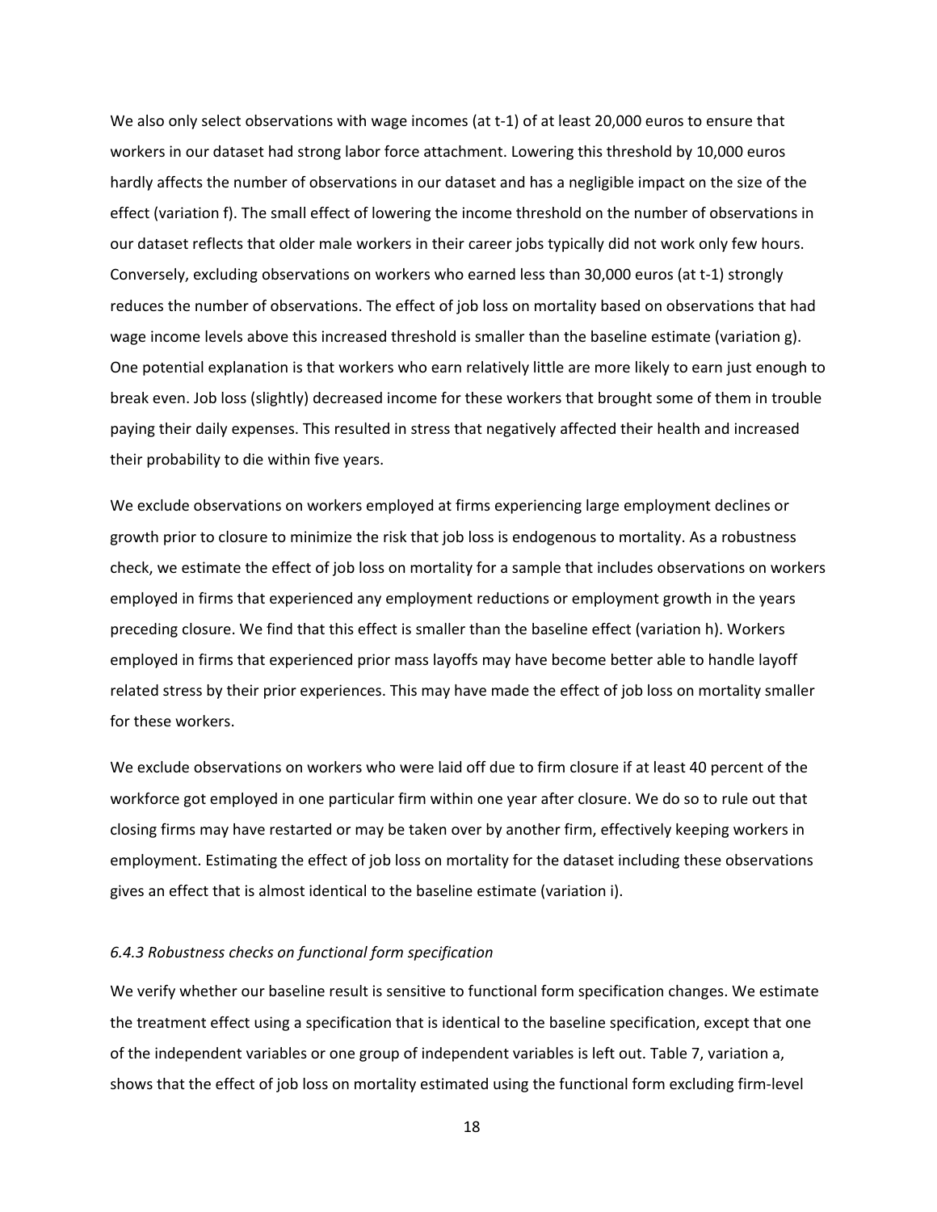We also only select observations with wage incomes (at t-1) of at least 20,000 euros to ensure that workers in our dataset had strong labor force attachment. Lowering this threshold by 10,000 euros hardly affects the number of observations in our dataset and has a negligible impact on the size of the effect (variation f). The small effect of lowering the income threshold on the number of observations in our dataset reflects that older male workers in their career jobs typically did not work only few hours. Conversely, excluding observations on workers who earned less than 30,000 euros (at t-1) strongly reduces the number of observations. The effect of job loss on mortality based on observations that had wage income levels above this increased threshold is smaller than the baseline estimate (variation g). One potential explanation is that workers who earn relatively little are more likely to earn just enough to break even. Job loss (slightly) decreased income for these workers that brought some of them in trouble paying their daily expenses. This resulted in stress that negatively affected their health and increased their probability to die within five years.

We exclude observations on workers employed at firms experiencing large employment declines or growth prior to closure to minimize the risk that job loss is endogenous to mortality. As a robustness check, we estimate the effect of job loss on mortality for a sample that includes observations on workers employed in firms that experienced any employment reductions or employment growth in the years preceding closure. We find that this effect is smaller than the baseline effect (variation h). Workers employed in firms that experienced prior mass layoffs may have become better able to handle layoff related stress by their prior experiences. This may have made the effect of job loss on mortality smaller for these workers.

We exclude observations on workers who were laid off due to firm closure if at least 40 percent of the workforce got employed in one particular firm within one year after closure. We do so to rule out that closing firms may have restarted or may be taken over by another firm, effectively keeping workers in employment. Estimating the effect of job loss on mortality for the dataset including these observations gives an effect that is almost identical to the baseline estimate (variation i).

*6.4.3 Robustness checks on functional form specification*

We verify whether our baseline result is sensitive to functional form specification changes. We estimate the treatment effect using a specification that is identical to the baseline specification, except that one of the independent variables or one group of independent variables is left out. Table 7, variation a, shows that the effect of job loss on mortality estimated using the functional form excluding firm-level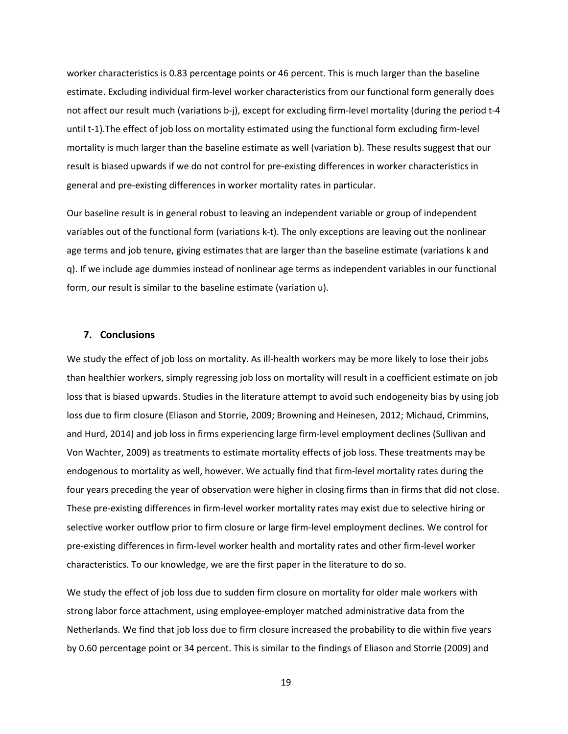worker characteristics is 0.83 percentage points or 46 percent. This is much larger than the baseline estimate. Excluding individual firm-level worker characteristics from our functional form generally does not affect our result much (variations b-j), except for excluding firm-level mortality (during the period t-4 until t-1).The effect of job loss on mortality estimated using the functional form excluding firm-level mortality is much larger than the baseline estimate as well (variation b). These results suggest that our result is biased upwards if we do not control for pre-existing differences in worker characteristics in general and pre-existing differences in worker mortality rates in particular.

Our baseline result is in general robust to leaving an independent variable or group of independent variables out of the functional form (variations k-t). The only exceptions are leaving out the nonlinear age terms and job tenure, giving estimates that are larger than the baseline estimate (variations k and q). If we include age dummies instead of nonlinear age terms as independent variables in our functional form, our result is similar to the baseline estimate (variation u).

## 7. Conclusions

We study the effect of job loss on mortality. As ill-health workers may be more likely to lose their jobs than healthier workers, simply regressing job loss on mortality will result in a coefficient estimate on job loss that is biased upwards. Studies in the literature attempt to avoid such endogeneity bias by using job loss due to firm closure (Eliason and Storrie, 2009; Browning and Heinesen, 2012; Michaud, Crimmins, and Hurd, 2014) and job loss in firms experiencing large firm-level employment declines (Sullivan and Von Wachter, 2009) as treatments to estimate mortality effects of job loss. These treatments may be endogenous to mortality as well, however. We actually find that firm-level mortality rates during the four years preceding the year of observation were higher in closing firms than in firms that did not close. These pre-existing differences in firm-level worker mortality rates may exist due to selective hiring or selective worker outflow prior to firm closure or large firm-level employment declines. We control for pre-existing differences in firm-level worker health and mortality rates and other firm-level worker characteristics. To our knowledge, we are the first paper in the literature to do so.

We study the effect of job loss due to sudden firm closure on mortality for older male workers with strong labor force attachment, using employee-employer matched administrative data from the Netherlands. We find that job loss due to firm closure increased the probability to die within five years by 0.60 percentage point or 34 percent. This is similar to the findings of Eliason and Storrie (2009) and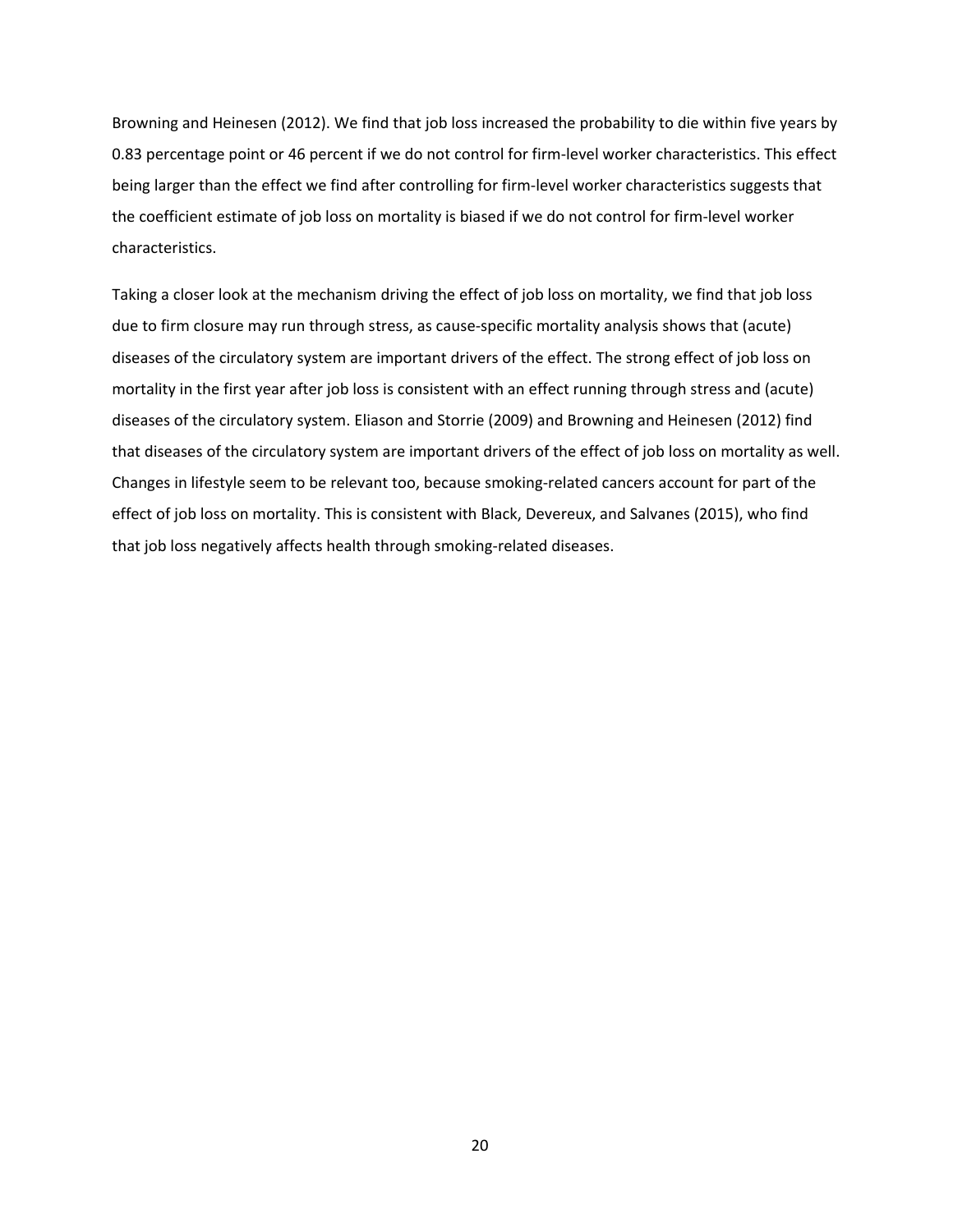Browning and Heinesen (2012). We find that job loss increased the probability to die within five years by 0.83 percentage point or 46 percent if we do not control for firm-level worker characteristics. This effect being larger than the effect we find after controlling for firm-level worker characteristics suggests that the coefficient estimate of job loss on mortality is biased if we do not control for firm-level worker characteristics.

Taking a closer look at the mechanism driving the effect of job loss on mortality, we find that job loss due to firm closure may run through stress, as cause-specific mortality analysis shows that (acute) diseases of the circulatory system are important drivers of the effect. The strong effect of job loss on mortality in the first year after job loss is consistent with an effect running through stress and (acute) diseases of the circulatory system. Eliason and Storrie (2009) and Browning and Heinesen (2012) find that diseases of the circulatory system are important drivers of the effect of job loss on mortality as well. Changes in lifestyle seem to be relevant too, because smoking-related cancers account for part of the effect of job loss on mortality. This is consistent with Black, Devereux, and Salvanes (2015), who find that job loss negatively affects health through smoking-related diseases.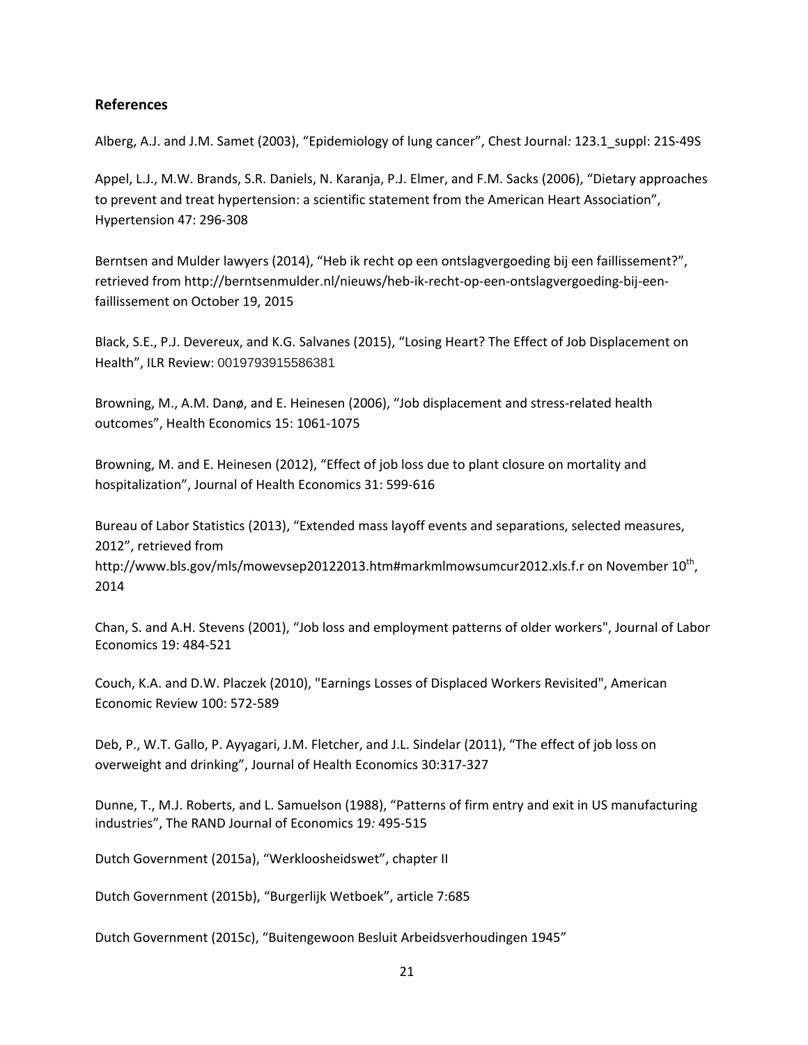## References

Alberg, A.J. and J.M. Samet (2003), "Epidemiology of lung cancer", Chest Journal*:* 123.1_suppl: 21S-49S

Appel, L.J., M.W. Brands, S.R. Daniels, N. Karanja, P.J. Elmer, and F.M. Sacks (2006), "Dietary approaches to prevent and treat hypertension: a scientific statement from the American Heart Association", Hypertension 47: 296-308

Berntsen and Mulder lawyers (2014), "Heb ik recht op een ontslagvergoeding bij een faillissement?", retrieved from http://berntsenmulder.nl/nieuws/heb-ik-recht-op-een-ontslagvergoeding-bij-een-faillissement on October 19, 2015

Black, S.E., P.J. Devereux, and K.G. Salvanes (2015), "Losing Heart? The Effect of Job Displacement on Health", ILR Review: 0019793915586381

Browning, M., A.M. Danø, and E. Heinesen (2006), "Job displacement and stress-related health outcomes", Health Economics 15: 1061-1075

Browning, M. and E. Heinesen (2012), "Effect of job loss due to plant closure on mortality and hospitalization", Journal of Health Economics 31: 599-616

Bureau of Labor Statistics (2013), "Extended mass layoff events and separations, selected measures, 2012", retrieved from http://www.bls.gov/mls/mowevsep20122013.htm#markmlmowsumcur2012.xls.f.r on November 10th, 2014

Chan, S. and A.H. Stevens (2001), "Job loss and employment patterns of older workers", Journal of Labor Economics 19: 484-521

Couch, K.A. and D.W. Placzek (2010), "Earnings Losses of Displaced Workers Revisited", American Economic Review 100: 572-589

Deb, P., W.T. Gallo, P. Ayyagari, J.M. Fletcher, and J.L. Sindelar (2011), "The effect of job loss on overweight and drinking", Journal of Health Economics 30:317-327

Dunne, T., M.J. Roberts, and L. Samuelson (1988), "Patterns of firm entry and exit in US manufacturing industries", The RAND Journal of Economics 19*:* 495-515

Dutch Government (2015a), "Werkloosheidswet", chapter II

Dutch Government (2015b), "Burgerlijk Wetboek", article 7:685

Dutch Government (2015c), "Buitengewoon Besluit Arbeidsverhoudingen 1945"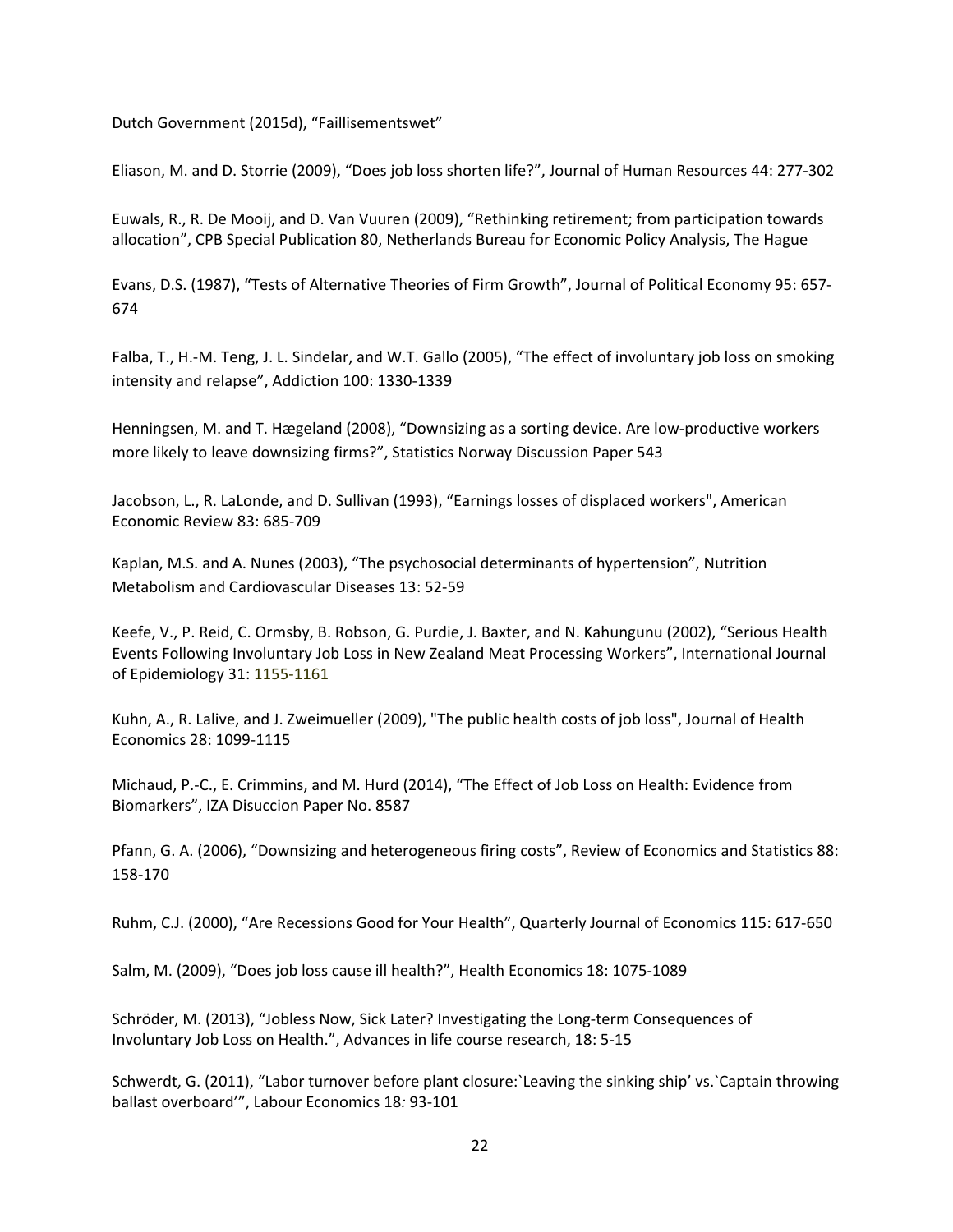Dutch Government (2015d), “Faillisementswet”

Eliason, M. and D. Storrie (2009), “Does job loss shorten life?”, Journal of Human Resources 44: 277-302

Euwals, R., R. De Mooij, and D. Van Vuuren (2009), “Rethinking retirement; from participation towards allocation”, CPB Special Publication 80, Netherlands Bureau for Economic Policy Analysis, The Hague

Evans, D.S. (1987), “Tests of Alternative Theories of Firm Growth”, Journal of Political Economy 95: 657-674

Falba, T., H.-M. Teng, J. L. Sindelar, and W.T. Gallo (2005), “The effect of involuntary job loss on smoking intensity and relapse”, Addiction 100: 1330-1339

Henningsen, M. and T. Hægeland (2008), “Downsizing as a sorting device. Are low-productive workers more likely to leave downsizing firms?”, Statistics Norway Discussion Paper 543

Jacobson, L., R. LaLonde, and D. Sullivan (1993), “Earnings losses of displaced workers", American Economic Review 83: 685-709

Kaplan, M.S. and A. Nunes (2003), “The psychosocial determinants of hypertension”, Nutrition Metabolism and Cardiovascular Diseases 13: 52-59

Keefe, V., P. Reid, C. Ormsby, B. Robson, G. Purdie, J. Baxter, and N. Kahungunu (2002), “Serious Health Events Following Involuntary Job Loss in New Zealand Meat Processing Workers”, International Journal of Epidemiology 31: 1155-1161

Kuhn, A., R. Lalive, and J. Zweimueller (2009), "The public health costs of job loss", Journal of Health Economics 28: 1099-1115

Michaud, P.-C., E. Crimmins, and M. Hurd (2014), “The Effect of Job Loss on Health: Evidence from Biomarkers”, IZA Disuccion Paper No. 8587

Pfann, G. A. (2006), “Downsizing and heterogeneous firing costs”, Review of Economics and Statistics 88: 158-170

Ruhm, C.J. (2000), “Are Recessions Good for Your Health”, Quarterly Journal of Economics 115: 617-650

Salm, M. (2009), “Does job loss cause ill health?”, Health Economics 18: 1075-1089

Schröder, M. (2013), “Jobless Now, Sick Later? Investigating the Long-term Consequences of Involuntary Job Loss on Health.”, Advances in life course research, 18: 5-15

Schwerdt, G. (2011), “Labor turnover before plant closure:`Leaving the sinking ship’ vs.`Captain throwing ballast overboard’”, Labour Economics 18*:* 93-101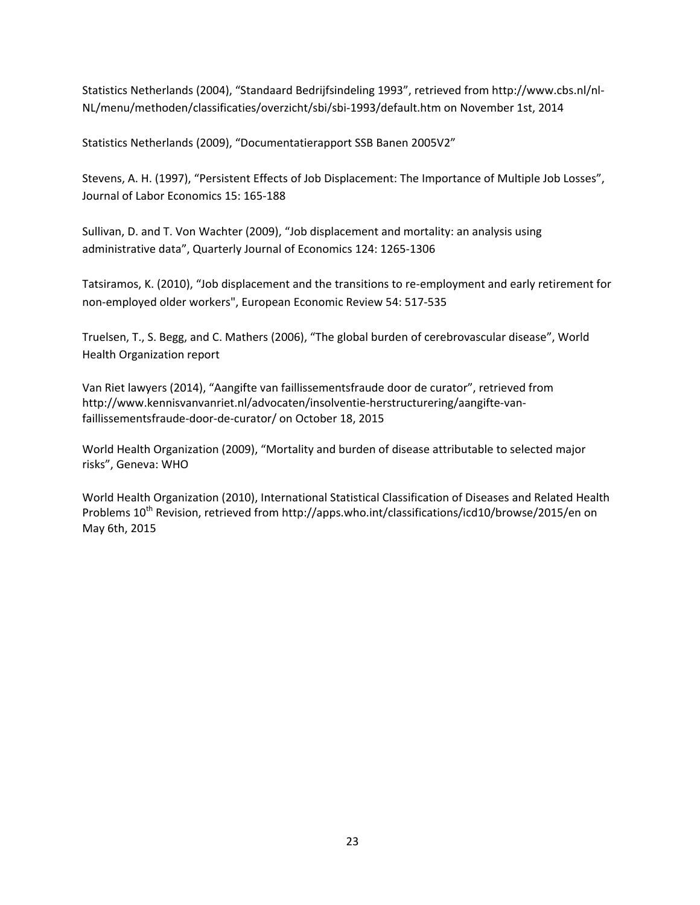Statistics Netherlands (2004), “Standaard Bedrijfsindeling 1993”, retrieved from http://www.cbs.nl/nl-NL/menu/methoden/classificaties/overzicht/sbi/sbi-1993/default.htm on November 1st, 2014

Statistics Netherlands (2009), “Documentatierapport SSB Banen 2005V2”

Stevens, A. H. (1997), “Persistent Effects of Job Displacement: The Importance of Multiple Job Losses”, Journal of Labor Economics 15: 165-188

Sullivan, D. and T. Von Wachter (2009), “Job displacement and mortality: an analysis using administrative data”, Quarterly Journal of Economics 124: 1265-1306

Tatsiramos, K. (2010), “Job displacement and the transitions to re-employment and early retirement for non-employed older workers", European Economic Review 54: 517-535

Truelsen, T., S. Begg, and C. Mathers (2006), “The global burden of cerebrovascular disease”, World Health Organization report

Van Riet lawyers (2014), “Aangifte van faillissementsfraude door de curator”, retrieved from http://www.kennisvanvanriet.nl/advocaten/insolventie-herstructurering/aangifte-van-faillissementsfraude-door-de-curator/ on October 18, 2015

World Health Organization (2009), “Mortality and burden of disease attributable to selected major risks”, Geneva: WHO

World Health Organization (2010), International Statistical Classification of Diseases and Related Health Problems 10th Revision, retrieved from http://apps.who.int/classifications/icd10/browse/2015/en on May 6th, 2015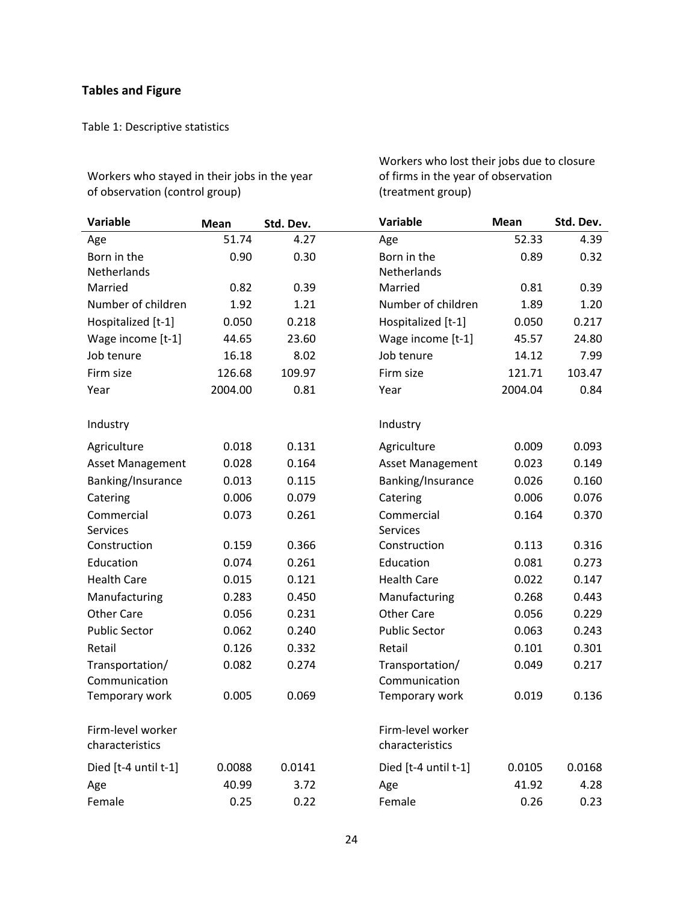## Tables and Figure

Table 1: Descriptive statistics

| Workers who stayed in their jobs in the year of observation (control group) | | | Workers who lost their jobs due to closure of firms in the year of observation (treatment group) | | |
|---|---|---|---|---|---|
| **Variable** | **Mean** | **Std. Dev.** | **Variable** | **Mean** | **Std. Dev.** |
| Age | 51.74 | 4.27 | Age | 52.33 | 4.39 |
| Born in the Netherlands | 0.90 | 0.30 | Born in the Netherlands | 0.89 | 0.32 |
| Married | 0.82 | 0.39 | Married | 0.81 | 0.39 |
| Number of children | 1.92 | 1.21 | Number of children | 1.89 | 1.20 |
| Hospitalized [t-1] | 0.050 | 0.218 | Hospitalized [t-1] | 0.050 | 0.217 |
| Wage income [t-1] | 44.65 | 23.60 | Wage income [t-1] | 45.57 | 24.80 |
| Job tenure | 16.18 | 8.02 | Job tenure | 14.12 | 7.99 |
| Firm size | 126.68 | 109.97 | Firm size | 121.71 | 103.47 |
| Year | 2004.00 | 0.81 | Year | 2004.04 | 0.84 |
| | | | | | |
| Industry | | | Industry | | |
| Agriculture | 0.018 | 0.131 | Agriculture | 0.009 | 0.093 |
| Asset Management | 0.028 | 0.164 | Asset Management | 0.023 | 0.149 |
| Banking/Insurance | 0.013 | 0.115 | Banking/Insurance | 0.026 | 0.160 |
| Catering | 0.006 | 0.079 | Catering | 0.006 | 0.076 |
| Commercial Services | 0.073 | 0.261 | Commercial Services | 0.164 | 0.370 |
| Construction | 0.159 | 0.366 | Construction | 0.113 | 0.316 |
| Education | 0.074 | 0.261 | Education | 0.081 | 0.273 |
| Health Care | 0.015 | 0.121 | Health Care | 0.022 | 0.147 |
| Manufacturing | 0.283 | 0.450 | Manufacturing | 0.268 | 0.443 |
| Other Care | 0.056 | 0.231 | Other Care | 0.056 | 0.229 |
| Public Sector | 0.062 | 0.240 | Public Sector | 0.063 | 0.243 |
| Retail | 0.126 | 0.332 | Retail | 0.101 | 0.301 |
| Transportation/ Communication | 0.082 | 0.274 | Transportation/ Communication | 0.049 | 0.217 |
| Temporary work | 0.005 | 0.069 | Temporary work | 0.019 | 0.136 |
| | | | | | |
| Firm-level worker characteristics | | | Firm-level worker characteristics | | |
| Died [t-4 until t-1] | 0.0088 | 0.0141 | Died [t-4 until t-1] | 0.0105 | 0.0168 |
| Age | 40.99 | 3.72 | Age | 41.92 | 4.28 |
| Female | 0.25 | 0.22 | Female | 0.26 | 0.23 |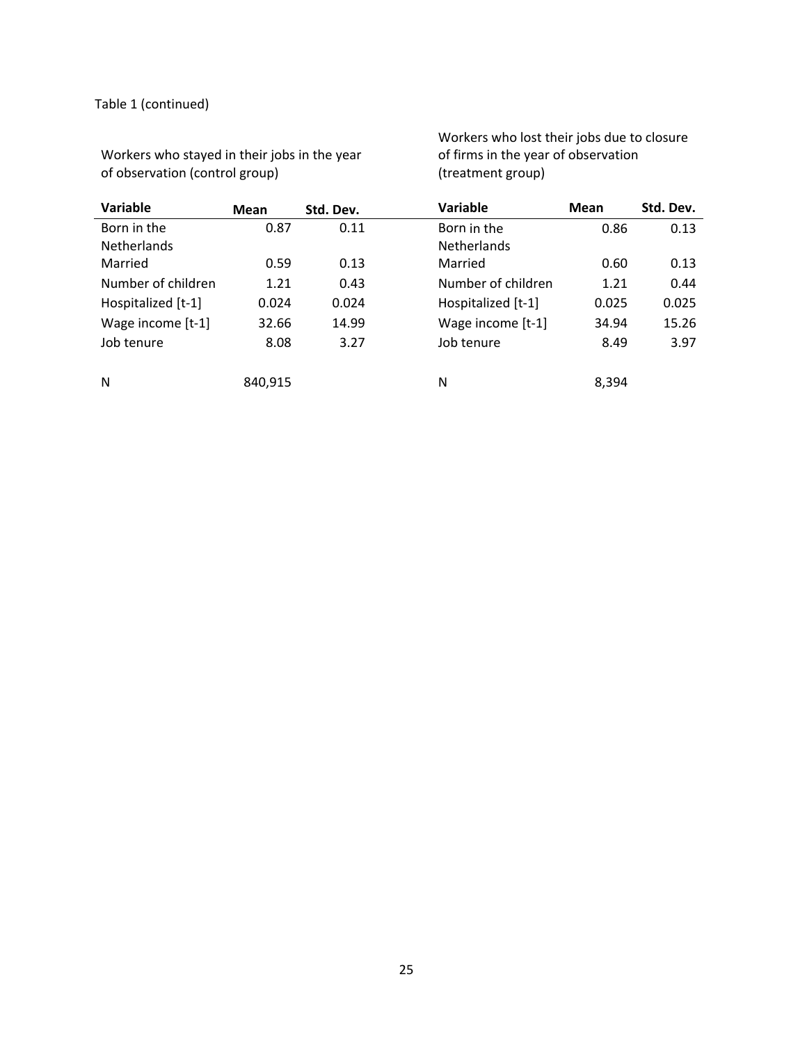Table 1 (continued)

| Workers who stayed in their jobs in the year of observation (control group) | | | Workers who lost their jobs due to closure of firms in the year of observation (treatment group) | | |
|---|---|---|---|---|---|
| **Variable** | **Mean** | **Std. Dev.** | **Variable** | **Mean** | **Std. Dev.** |
| Born in the Netherlands | 0.87 | 0.11 | Born in the Netherlands | 0.86 | 0.13 |
| Married | 0.59 | 0.13 | Married | 0.60 | 0.13 |
| Number of children | 1.21 | 0.43 | Number of children | 1.21 | 0.44 |
| Hospitalized [t-1] | 0.024 | 0.024 | Hospitalized [t-1] | 0.025 | 0.025 |
| Wage income [t-1] | 32.66 | 14.99 | Wage income [t-1] | 34.94 | 15.26 |
| Job tenure | 8.08 | 3.27 | Job tenure | 8.49 | 3.97 |
| N | 840,915 | | N | 8,394 | |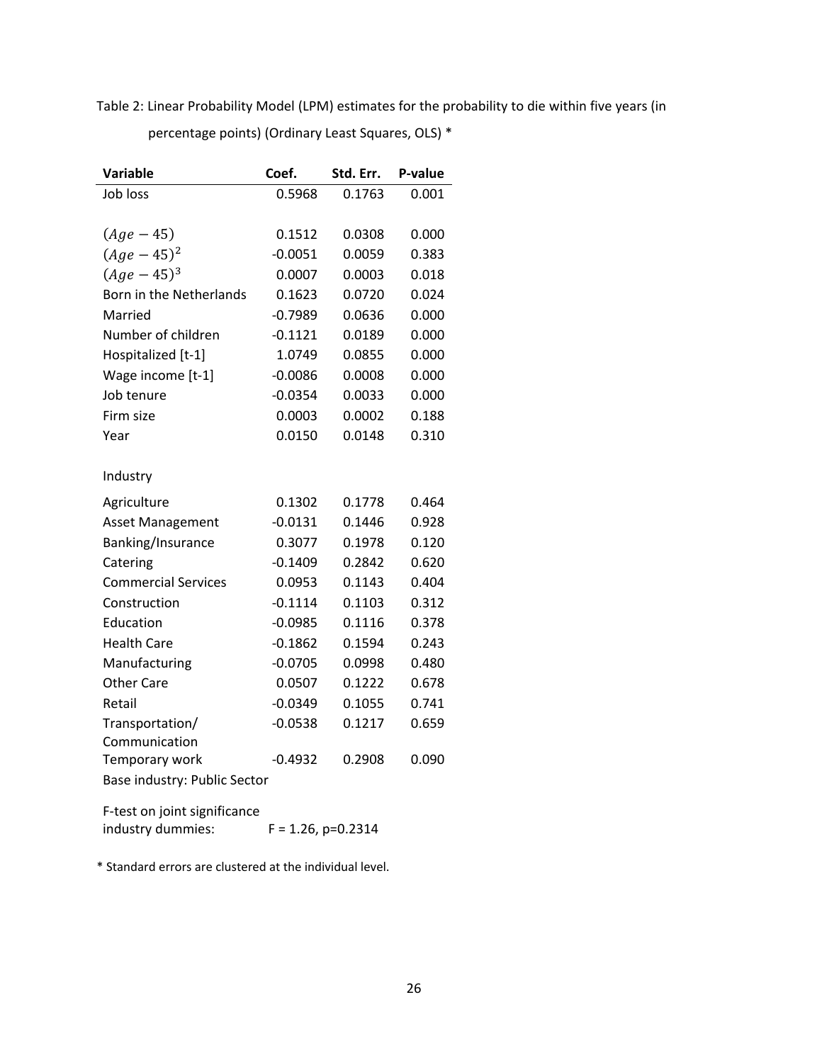Table 2: Linear Probability Model (LPM) estimates for the probability to die within five years (in percentage points) (Ordinary Least Squares, OLS) *

| Variable | Coef. | Std. Err. | P-value |
|---|---|---|---|
| Job loss | 0.5968 | 0.1763 | 0.001 |
| | | | |
| $(Age - 45)$ | 0.1512 | 0.0308 | 0.000 |
| $(Age - 45)^2$ | -0.0051 | 0.0059 | 0.383 |
| $(Age - 45)^3$ | 0.0007 | 0.0003 | 0.018 |
| Born in the Netherlands | 0.1623 | 0.0720 | 0.024 |
| Married | -0.7989 | 0.0636 | 0.000 |
| Number of children | -0.1121 | 0.0189 | 0.000 |
| Hospitalized [t-1] | 1.0749 | 0.0855 | 0.000 |
| Wage income [t-1] | -0.0086 | 0.0008 | 0.000 |
| Job tenure | -0.0354 | 0.0033 | 0.000 |
| Firm size | 0.0003 | 0.0002 | 0.188 |
| Year | 0.0150 | 0.0148 | 0.310 |
| | | | |
| Industry | | | |
| Agriculture | 0.1302 | 0.1778 | 0.464 |
| Asset Management | -0.0131 | 0.1446 | 0.928 |
| Banking/Insurance | 0.3077 | 0.1978 | 0.120 |
| Catering | -0.1409 | 0.2842 | 0.620 |
| Commercial Services | 0.0953 | 0.1143 | 0.404 |
| Construction | -0.1114 | 0.1103 | 0.312 |
| Education | -0.0985 | 0.1116 | 0.378 |
| Health Care | -0.1862 | 0.1594 | 0.243 |
| Manufacturing | -0.0705 | 0.0998 | 0.480 |
| Other Care | 0.0507 | 0.1222 | 0.678 |
| Retail | -0.0349 | 0.1055 | 0.741 |
| Transportation/ Communication | -0.0538 | 0.1217 | 0.659 |
| Temporary work | -0.4932 | 0.2908 | 0.090 |
| Base industry: Public Sector | | | |
| | | | |
| F-test on joint significance industry dummies: | F = 1.26, p=0.2314 | | |

* Standard errors are clustered at the individual level.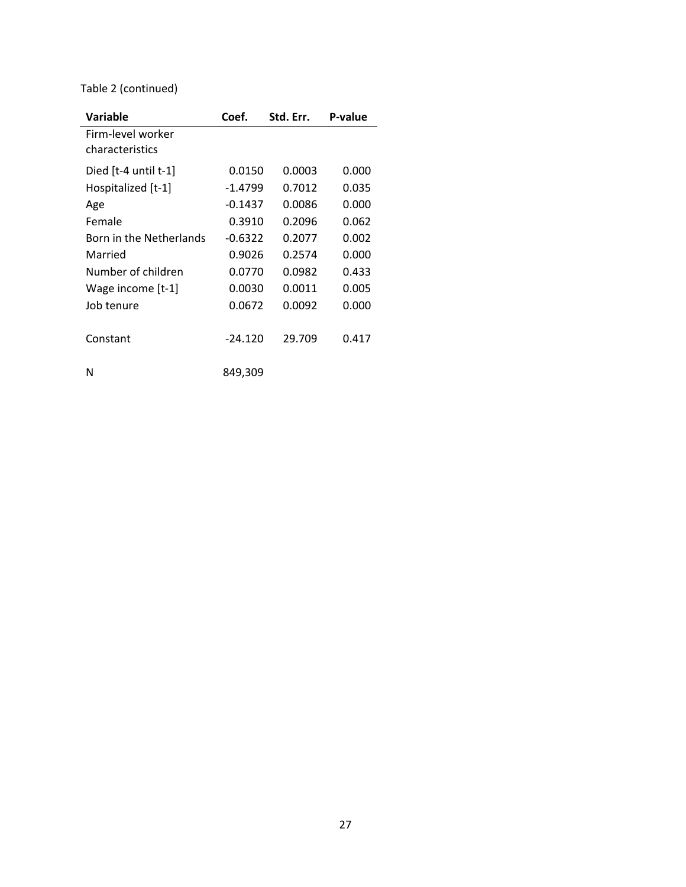Table 2 (continued)

| Variable | Coef. | Std. Err. | P-value |
|---|---|---|---|
| Firm-level worker characteristics | | | |
| Died [t-4 until t-1] | 0.0150 | 0.0003 | 0.000 |
| Hospitalized [t-1] | -1.4799 | 0.7012 | 0.035 |
| Age | -0.1437 | 0.0086 | 0.000 |
| Female | 0.3910 | 0.2096 | 0.062 |
| Born in the Netherlands | -0.6322 | 0.2077 | 0.002 |
| Married | 0.9026 | 0.2574 | 0.000 |
| Number of children | 0.0770 | 0.0982 | 0.433 |
| Wage income [t-1] | 0.0030 | 0.0011 | 0.005 |
| Job tenure | 0.0672 | 0.0092 | 0.000 |
| Constant | -24.120 | 29.709 | 0.417 |
| N | 849,309 | | |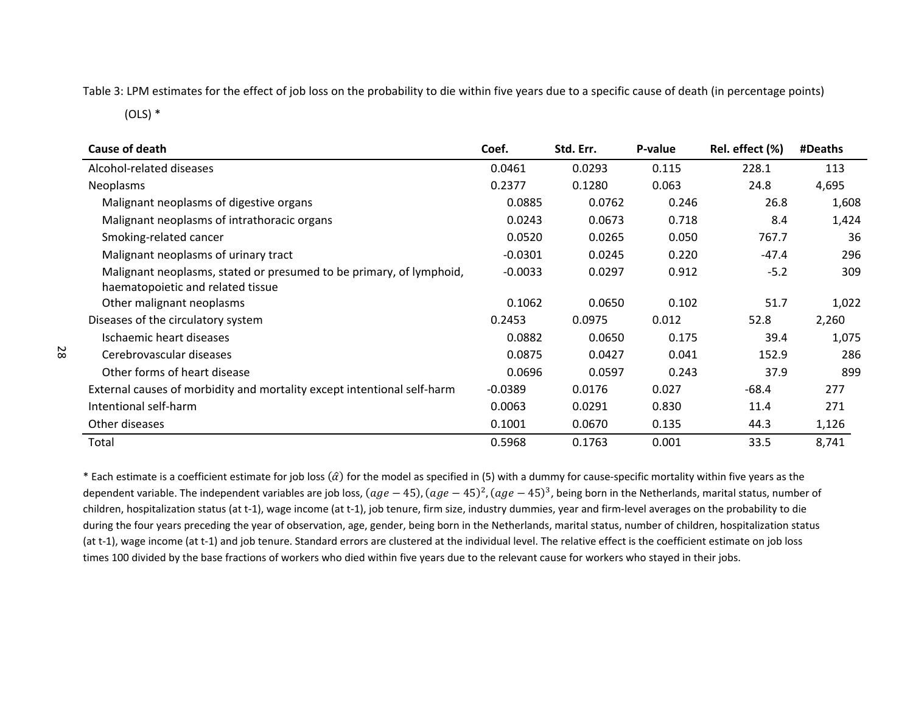Table 3: LPM estimates for the effect of job loss on the probability to die within five years due to a specific cause of death (in percentage points) (OLS) *

| Cause of death | Coef. | Std. Err. | P-value | Rel. effect (%) | #Deaths |
|---|---|---|---|---|---|
| Alcohol-related diseases | 0.0461 | 0.0293 | 0.115 | 228.1 | 113 |
| Neoplasms | 0.2377 | 0.1280 | 0.063 | 24.8 | 4,695 |
| Malignant neoplasms of digestive organs | 0.0885 | 0.0762 | 0.246 | 26.8 | 1,608 |
| Malignant neoplasms of intrathoracic organs | 0.0243 | 0.0673 | 0.718 | 8.4 | 1,424 |
| Smoking-related cancer | 0.0520 | 0.0265 | 0.050 | 767.7 | 36 |
| Malignant neoplasms of urinary tract | -0.0301 | 0.0245 | 0.220 | -47.4 | 296 |
| Malignant neoplasms, stated or presumed to be primary, of lymphoid, haematopoietic and related tissue | -0.0033 | 0.0297 | 0.912 | -5.2 | 309 |
| Other malignant neoplasms | 0.1062 | 0.0650 | 0.102 | 51.7 | 1,022 |
| Diseases of the circulatory system | 0.2453 | 0.0975 | 0.012 | 52.8 | 2,260 |
| Ischaemic heart diseases | 0.0882 | 0.0650 | 0.175 | 39.4 | 1,075 |
| Cerebrovascular diseases | 0.0875 | 0.0427 | 0.041 | 152.9 | 286 |
| Other forms of heart disease | 0.0696 | 0.0597 | 0.243 | 37.9 | 899 |
| External causes of morbidity and mortality except intentional self-harm | -0.0389 | 0.0176 | 0.027 | -68.4 | 277 |
| Intentional self-harm | 0.0063 | 0.0291 | 0.830 | 11.4 | 271 |
| Other diseases | 0.1001 | 0.0670 | 0.135 | 44.3 | 1,126 |
| Total | 0.5968 | 0.1763 | 0.001 | 33.5 | 8,741 |

* Each estimate is a coefficient estimate for job loss ($\hat{\alpha}$) for the model as specified in (5) with a dummy for cause-specific mortality within five years as the dependent variable. The independent variables are job loss, $(age-45)$, $(age-45)^2$, $(age-45)^3$, being born in the Netherlands, marital status, number of children, hospitalization status (at t-1), wage income (at t-1), job tenure, firm size, industry dummies, year and firm-level averages on the probability to die during the four years preceding the year of observation, age, gender, being born in the Netherlands, marital status, number of children, hospitalization status (at t-1), wage income (at t-1) and job tenure. Standard errors are clustered at the individual level. The relative effect is the coefficient estimate on job loss times 100 divided by the base fractions of workers who died within five years due to the relevant cause for workers who stayed in their jobs.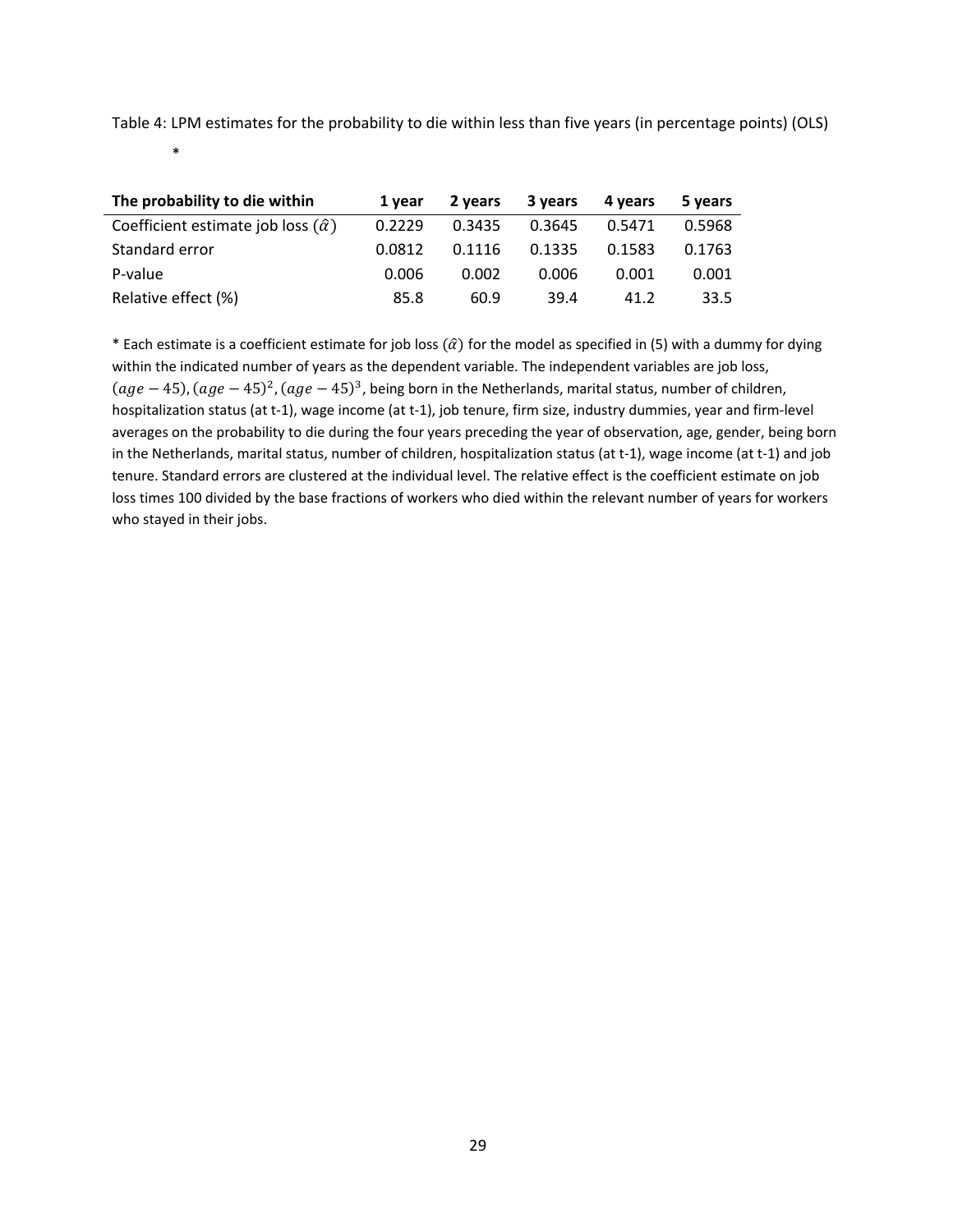Table 4: LPM estimates for the probability to die within less than five years (in percentage points) (OLS) *

| The probability to die within | 1 year | 2 years | 3 years | 4 years | 5 years |
|---|---|---|---|---|---|
| Coefficient estimate job loss ($\hat{\alpha}$) | 0.2229 | 0.3435 | 0.3645 | 0.5471 | 0.5968 |
| Standard error | 0.0812 | 0.1116 | 0.1335 | 0.1583 | 0.1763 |
| P-value | 0.006 | 0.002 | 0.006 | 0.001 | 0.001 |
| Relative effect (%) | 85.8 | 60.9 | 39.4 | 41.2 | 33.5 |

* Each estimate is a coefficient estimate for job loss ($\hat{\alpha}$) for the model as specified in (5) with a dummy for dying within the indicated number of years as the dependent variable. The independent variables are job loss, $(age-45), (age-45)^2, (age-45)^3$, being born in the Netherlands, marital status, number of children, hospitalization status (at t-1), wage income (at t-1), job tenure, firm size, industry dummies, year and firm-level averages on the probability to die during the four years preceding the year of observation, age, gender, being born in the Netherlands, marital status, number of children, hospitalization status (at t-1), wage income (at t-1) and job tenure. Standard errors are clustered at the individual level. The relative effect is the coefficient estimate on job loss times 100 divided by the base fractions of workers who died within the relevant number of years for workers who stayed in their jobs.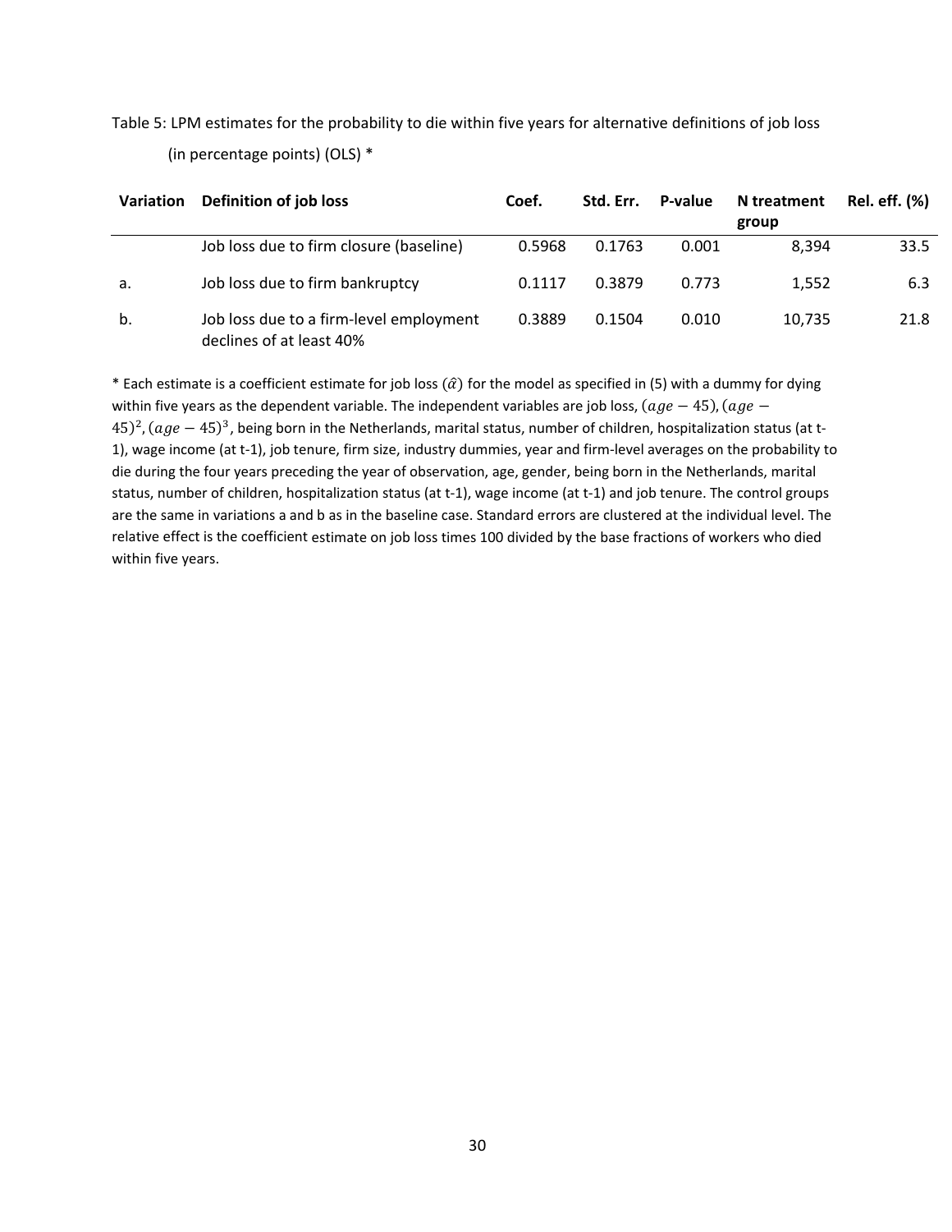Table 5: LPM estimates for the probability to die within five years for alternative definitions of job loss (in percentage points) (OLS) *

| Variation | Definition of job loss | Coef. | Std. Err. | P-value | N treatment group | Rel. eff. (%) |
|---|---|---|---|---|---|---|
| | Job loss due to firm closure (baseline) | 0.5968 | 0.1763 | 0.001 | 8,394 | 33.5 |
| a. | Job loss due to firm bankruptcy | 0.1117 | 0.3879 | 0.773 | 1,552 | 6.3 |
| b. | Job loss due to a firm-level employment declines of at least 40% | 0.3889 | 0.1504 | 0.010 | 10,735 | 21.8 |

* Each estimate is a coefficient estimate for job loss ($\hat{\alpha}$) for the model as specified in (5) with a dummy for dying within five years as the dependent variable. The independent variables are job loss, $(age-45)$, $(age-45)^2$, $(age-45)^3$, being born in the Netherlands, marital status, number of children, hospitalization status (at t-1), wage income (at t-1), job tenure, firm size, industry dummies, year and firm-level averages on the probability to die during the four years preceding the year of observation, age, gender, being born in the Netherlands, marital status, number of children, hospitalization status (at t-1), wage income (at t-1) and job tenure. The control groups are the same in variations a and b as in the baseline case. Standard errors are clustered at the individual level. The relative effect is the coefficient estimate on job loss times 100 divided by the base fractions of workers who died within five years.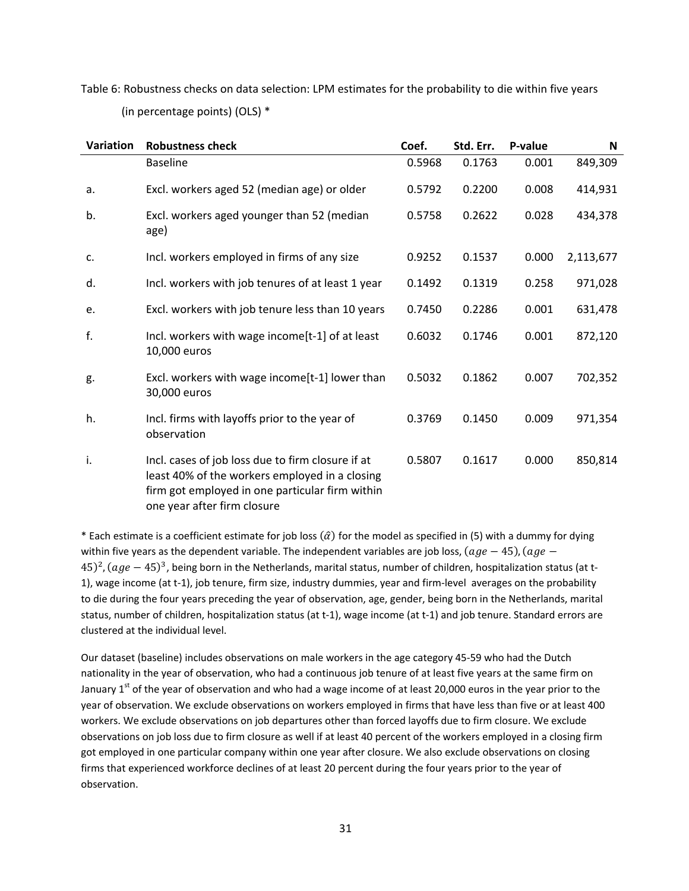Table 6: Robustness checks on data selection: LPM estimates for the probability to die within five years (in percentage points) (OLS) *

| Variation | Robustness check | Coef. | Std. Err. | P-value | N |
|---|---|---|---|---|---|
| | Baseline | 0.5968 | 0.1763 | 0.001 | 849,309 |
| a. | Excl. workers aged 52 (median age) or older | 0.5792 | 0.2200 | 0.008 | 414,931 |
| b. | Excl. workers aged younger than 52 (median age) | 0.5758 | 0.2622 | 0.028 | 434,378 |
| c. | Incl. workers employed in firms of any size | 0.9252 | 0.1537 | 0.000 | 2,113,677 |
| d. | Incl. workers with job tenures of at least 1 year | 0.1492 | 0.1319 | 0.258 | 971,028 |
| e. | Excl. workers with job tenure less than 10 years | 0.7450 | 0.2286 | 0.001 | 631,478 |
| f. | Incl. workers with wage income[t-1] of at least 10,000 euros | 0.6032 | 0.1746 | 0.001 | 872,120 |
| g. | Excl. workers with wage income[t-1] lower than 30,000 euros | 0.5032 | 0.1862 | 0.007 | 702,352 |
| h. | Incl. firms with layoffs prior to the year of observation | 0.3769 | 0.1450 | 0.009 | 971,354 |
| i. | Incl. cases of job loss due to firm closure if at least 40% of the workers employed in a closing firm got employed in one particular firm within one year after firm closure | 0.5807 | 0.1617 | 0.000 | 850,814 |

* Each estimate is a coefficient estimate for job loss ($\hat{\alpha}$) for the model as specified in (5) with a dummy for dying within five years as the dependent variable. The independent variables are job loss, $(age-45)$, $(age-45)^2$, $(age-45)^3$, being born in the Netherlands, marital status, number of children, hospitalization status (at t-1), wage income (at t-1), job tenure, firm size, industry dummies, year and firm-level averages on the probability to die during the four years preceding the year of observation, age, gender, being born in the Netherlands, marital status, number of children, hospitalization status (at t-1), wage income (at t-1) and job tenure. Standard errors are clustered at the individual level.

Our dataset (baseline) includes observations on male workers in the age category 45-59 who had the Dutch nationality in the year of observation, who had a continuous job tenure of at least five years at the same firm on January 1st of the year of observation and who had a wage income of at least 20,000 euros in the year prior to the year of observation. We exclude observations on workers employed in firms that have less than five or at least 400 workers. We exclude observations on job departures other than forced layoffs due to firm closure. We exclude observations on job loss due to firm closure as well if at least 40 percent of the workers employed in a closing firm got employed in one particular company within one year after closure. We also exclude observations on closing firms that experienced workforce declines of at least 20 percent during the four years prior to the year of observation.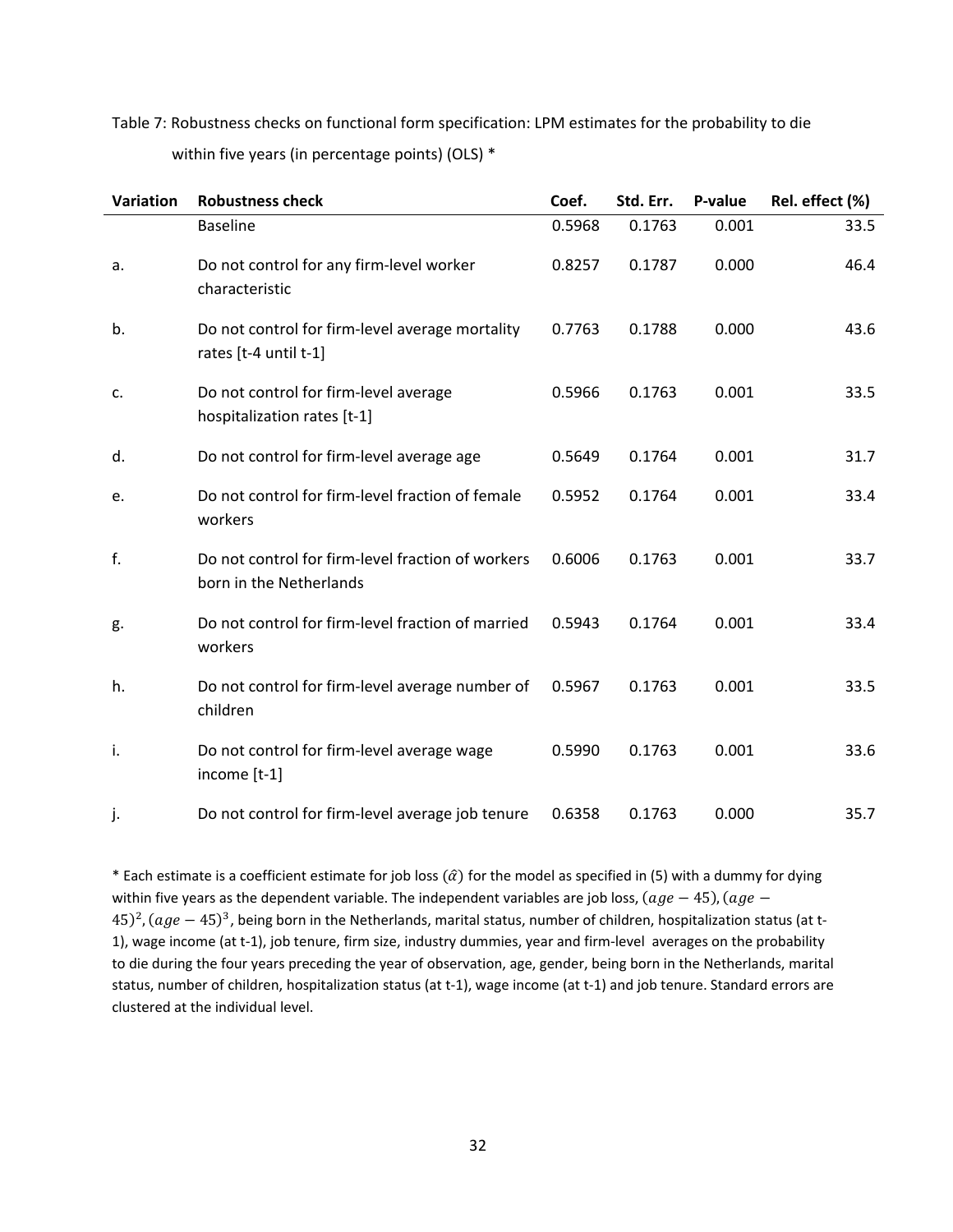Table 7: Robustness checks on functional form specification: LPM estimates for the probability to die within five years (in percentage points) (OLS) *

| Variation | Robustness check | Coef. | Std. Err. | P-value | Rel. effect (%) |
|---|---|---|---|---|---|
| | Baseline | 0.5968 | 0.1763 | 0.001 | 33.5 |
| a. | Do not control for any firm-level worker characteristic | 0.8257 | 0.1787 | 0.000 | 46.4 |
| b. | Do not control for firm-level average mortality rates [t-4 until t-1] | 0.7763 | 0.1788 | 0.000 | 43.6 |
| c. | Do not control for firm-level average hospitalization rates [t-1] | 0.5966 | 0.1763 | 0.001 | 33.5 |
| d. | Do not control for firm-level average age | 0.5649 | 0.1764 | 0.001 | 31.7 |
| e. | Do not control for firm-level fraction of female workers | 0.5952 | 0.1764 | 0.001 | 33.4 |
| f. | Do not control for firm-level fraction of workers born in the Netherlands | 0.6006 | 0.1763 | 0.001 | 33.7 |
| g. | Do not control for firm-level fraction of married workers | 0.5943 | 0.1764 | 0.001 | 33.4 |
| h. | Do not control for firm-level average number of children | 0.5967 | 0.1763 | 0.001 | 33.5 |
| i. | Do not control for firm-level average wage income [t-1] | 0.5990 | 0.1763 | 0.001 | 33.6 |
| j. | Do not control for firm-level average job tenure | 0.6358 | 0.1763 | 0.000 | 35.7 |

* Each estimate is a coefficient estimate for job loss ($\hat{\alpha}$) for the model as specified in (5) with a dummy for dying within five years as the dependent variable. The independent variables are job loss, $(age-45)$, $(age-45)^2$, $(age-45)^3$, being born in the Netherlands, marital status, number of children, hospitalization status (at t-1), wage income (at t-1), job tenure, firm size, industry dummies, year and firm-level averages on the probability to die during the four years preceding the year of observation, age, gender, being born in the Netherlands, marital status, number of children, hospitalization status (at t-1), wage income (at t-1) and job tenure. Standard errors are clustered at the individual level.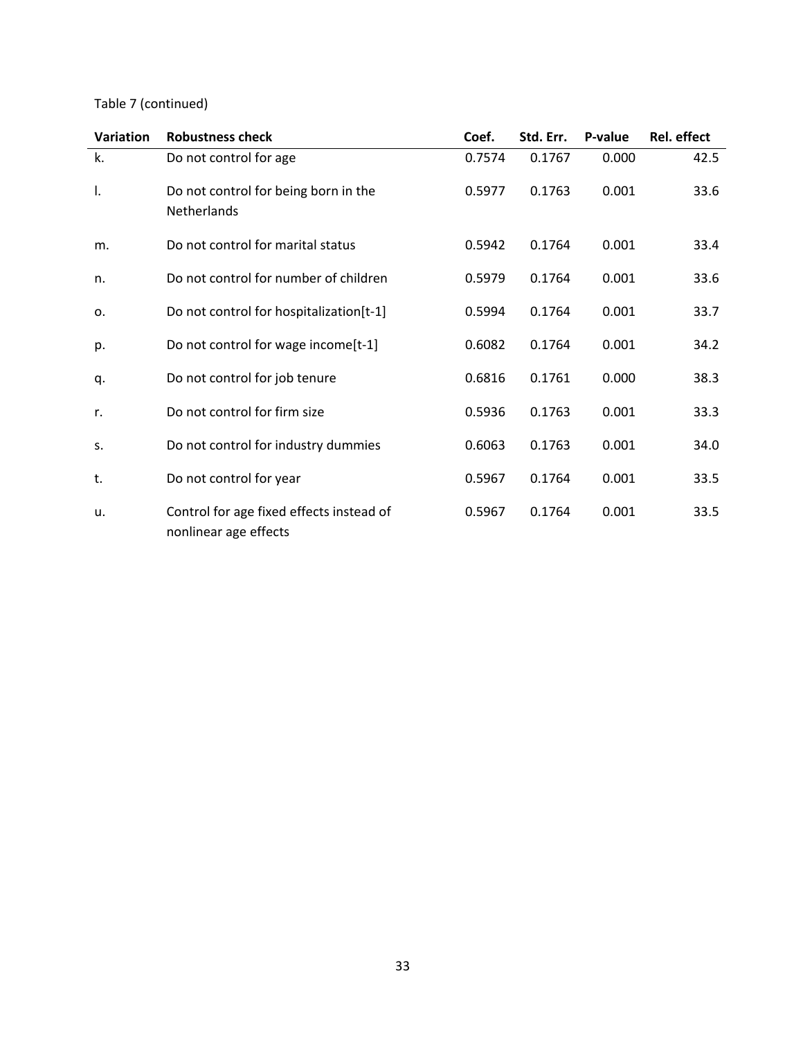Table 7 (continued)

| Variation | Robustness check | Coef. | Std. Err. | P-value | Rel. effect |
|---|---|---|---|---|---|
| k. | Do not control for age | 0.7574 | 0.1767 | 0.000 | 42.5 |
| l. | Do not control for being born in the Netherlands | 0.5977 | 0.1763 | 0.001 | 33.6 |
| m. | Do not control for marital status | 0.5942 | 0.1764 | 0.001 | 33.4 |
| n. | Do not control for number of children | 0.5979 | 0.1764 | 0.001 | 33.6 |
| o. | Do not control for hospitalization[t-1] | 0.5994 | 0.1764 | 0.001 | 33.7 |
| p. | Do not control for wage income[t-1] | 0.6082 | 0.1764 | 0.001 | 34.2 |
| q. | Do not control for job tenure | 0.6816 | 0.1761 | 0.000 | 38.3 |
| r. | Do not control for firm size | 0.5936 | 0.1763 | 0.001 | 33.3 |
| s. | Do not control for industry dummies | 0.6063 | 0.1763 | 0.001 | 34.0 |
| t. | Do not control for year | 0.5967 | 0.1764 | 0.001 | 33.5 |
| u. | Control for age fixed effects instead of nonlinear age effects | 0.5967 | 0.1764 | 0.001 | 33.5 |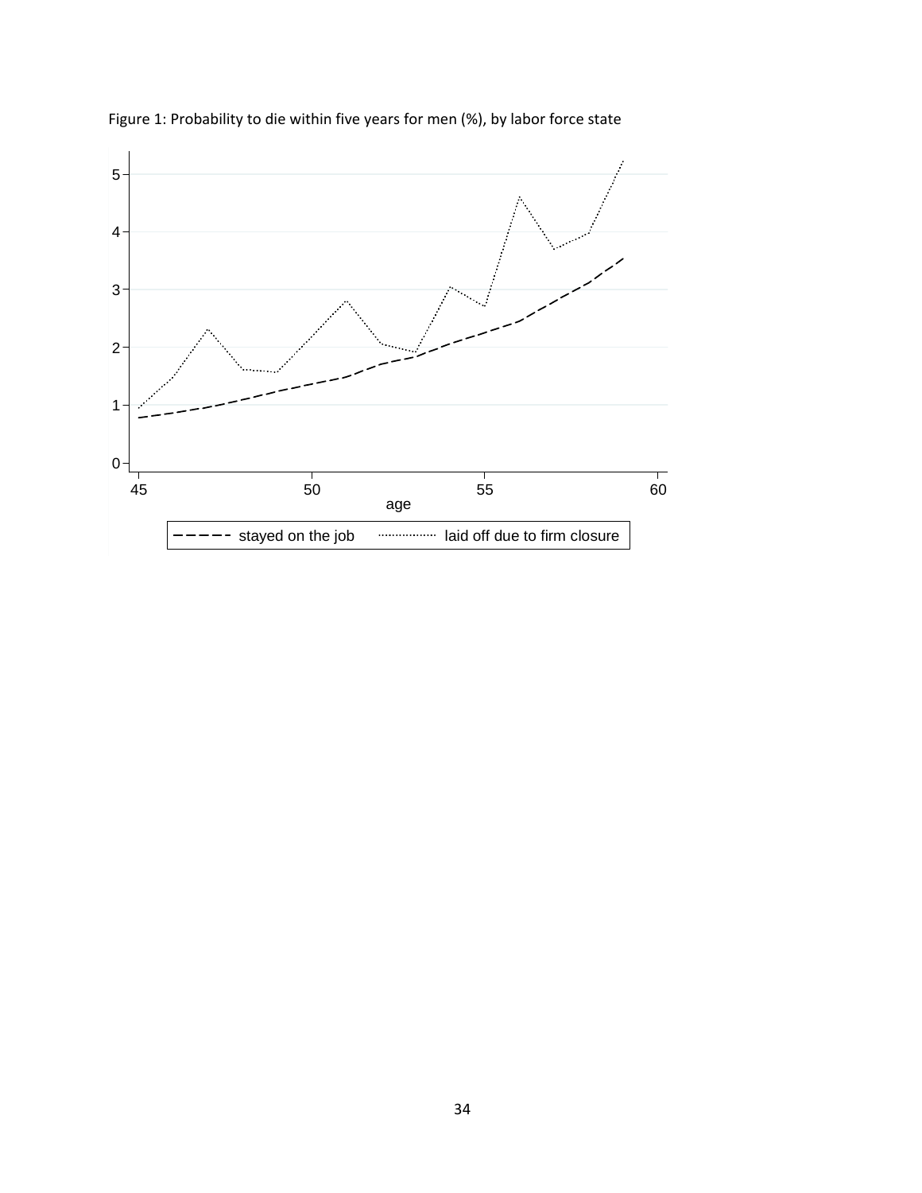Figure 1: Probability to die within five years for men (%), by labor force state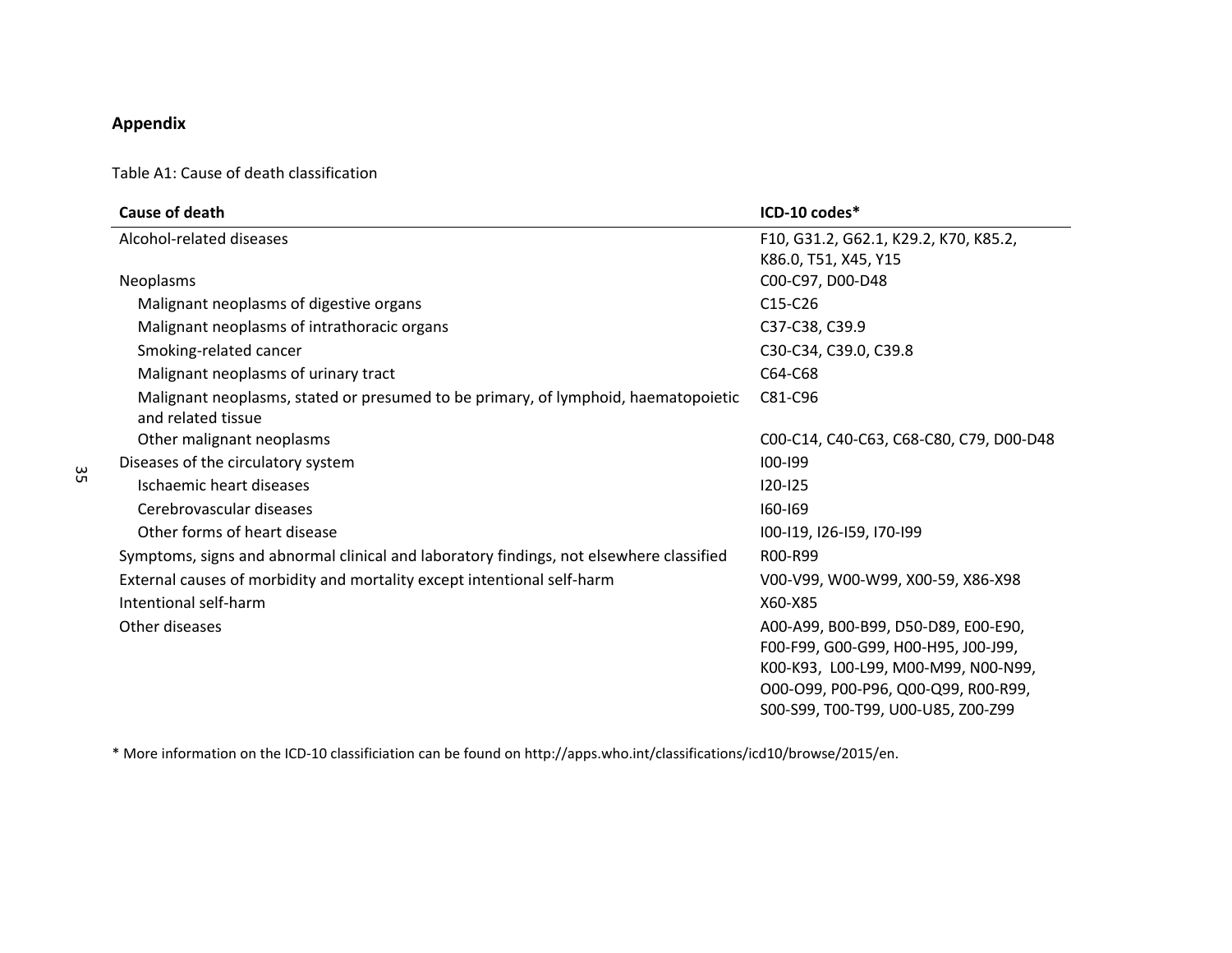## Appendix

Table A1: Cause of death classification

| Cause of death | ICD-10 codes* |
|---|---|
| Alcohol-related diseases | F10, G31.2, G62.1, K29.2, K70, K85.2, K86.0, T51, X45, Y15 |
| Neoplasms | C00-C97, D00-D48 |
| Malignant neoplasms of digestive organs | C15-C26 |
| Malignant neoplasms of intrathoracic organs | C37-C38, C39.9 |
| Smoking-related cancer | C30-C34, C39.0, C39.8 |
| Malignant neoplasms of urinary tract | C64-C68 |
| Malignant neoplasms, stated or presumed to be primary, of lymphoid, haematopoietic and related tissue | C81-C96 |
| Other malignant neoplasms | C00-C14, C40-C63, C68-C80, C79, D00-D48 |
| Diseases of the circulatory system | I00-I99 |
| Ischaemic heart diseases | I20-I25 |
| Cerebrovascular diseases | I60-I69 |
| Other forms of heart disease | I00-I19, I26-I59, I70-I99 |
| Symptoms, signs and abnormal clinical and laboratory findings, not elsewhere classified | R00-R99 |
| External causes of morbidity and mortality except intentional self-harm | V00-V99, W00-W99, X00-59, X86-X98 |
| Intentional self-harm | X60-X85 |
| Other diseases | A00-A99, B00-B99, D50-D89, E00-E90, F00-F99, G00-G99, H00-H95, J00-J99, K00-K93, L00-L99, M00-M99, N00-N99, O00-O99, P00-P96, Q00-Q99, R00-R99, S00-S99, T00-T99, U00-U85, Z00-Z99 |

\* More information on the ICD-10 classificiation can be found on http://apps.who.int/classifications/icd10/browse/2015/en.